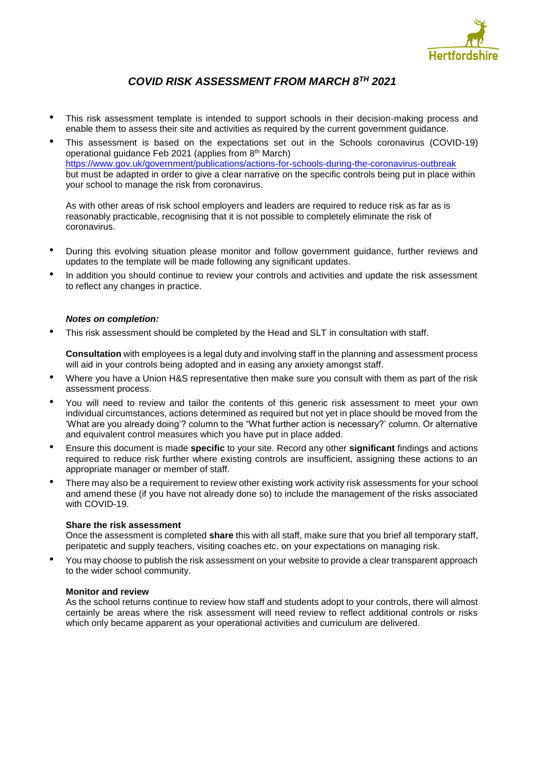Hertfordshire

# *COVID RISK ASSESSMENT FROM MARCH 8TH 2021*

- This risk assessment template is intended to support schools in their decision-making process and enable them to assess their site and activities as required by the current government guidance.
- This assessment is based on the expectations set out in the Schools coronavirus (COVID-19) operational guidance Feb 2021 (applies from 8th March) https://www.gov.uk/government/publications/actions-for-schools-during-the-coronavirus-outbreak but must be adapted in order to give a clear narrative on the specific controls being put in place within your school to manage the risk from coronavirus.

  As with other areas of risk school employers and leaders are required to reduce risk as far as is reasonably practicable, recognising that it is not possible to completely eliminate the risk of coronavirus.

- During this evolving situation please monitor and follow government guidance, further reviews and updates to the template will be made following any significant updates.
- In addition you should continue to review your controls and activities and update the risk assessment to reflect any changes in practice.

***Notes on completion:***

- This risk assessment should be completed by the Head and SLT in consultation with staff.

  **Consultation** with employees is a legal duty and involving staff in the planning and assessment process will aid in your controls being adopted and in easing any anxiety amongst staff.

- Where you have a Union H&S representative then make sure you consult with them as part of the risk assessment process.
- You will need to review and tailor the contents of this generic risk assessment to meet your own individual circumstances, actions determined as required but not yet in place should be moved from the 'What are you already doing'? column to the "What further action is necessary?' column. Or alternative and equivalent control measures which you have put in place added.
- Ensure this document is made **specific** to your site. Record any other **significant** findings and actions required to reduce risk further where existing controls are insufficient, assigning these actions to an appropriate manager or member of staff.
- There may also be a requirement to review other existing work activity risk assessments for your school and amend these (if you have not already done so) to include the management of the risks associated with COVID-19.

  **Share the risk assessment**

  Once the assessment is completed **share** this with all staff, make sure that you brief all temporary staff, peripatetic and supply teachers, visiting coaches etc. on your expectations on managing risk.

- You may choose to publish the risk assessment on your website to provide a clear transparent approach to the wider school community.

  **Monitor and review**

  As the school returns continue to review how staff and students adopt to your controls, there will almost certainly be areas where the risk assessment will need review to reflect additional controls or risks which only became apparent as your operational activities and curriculum are delivered.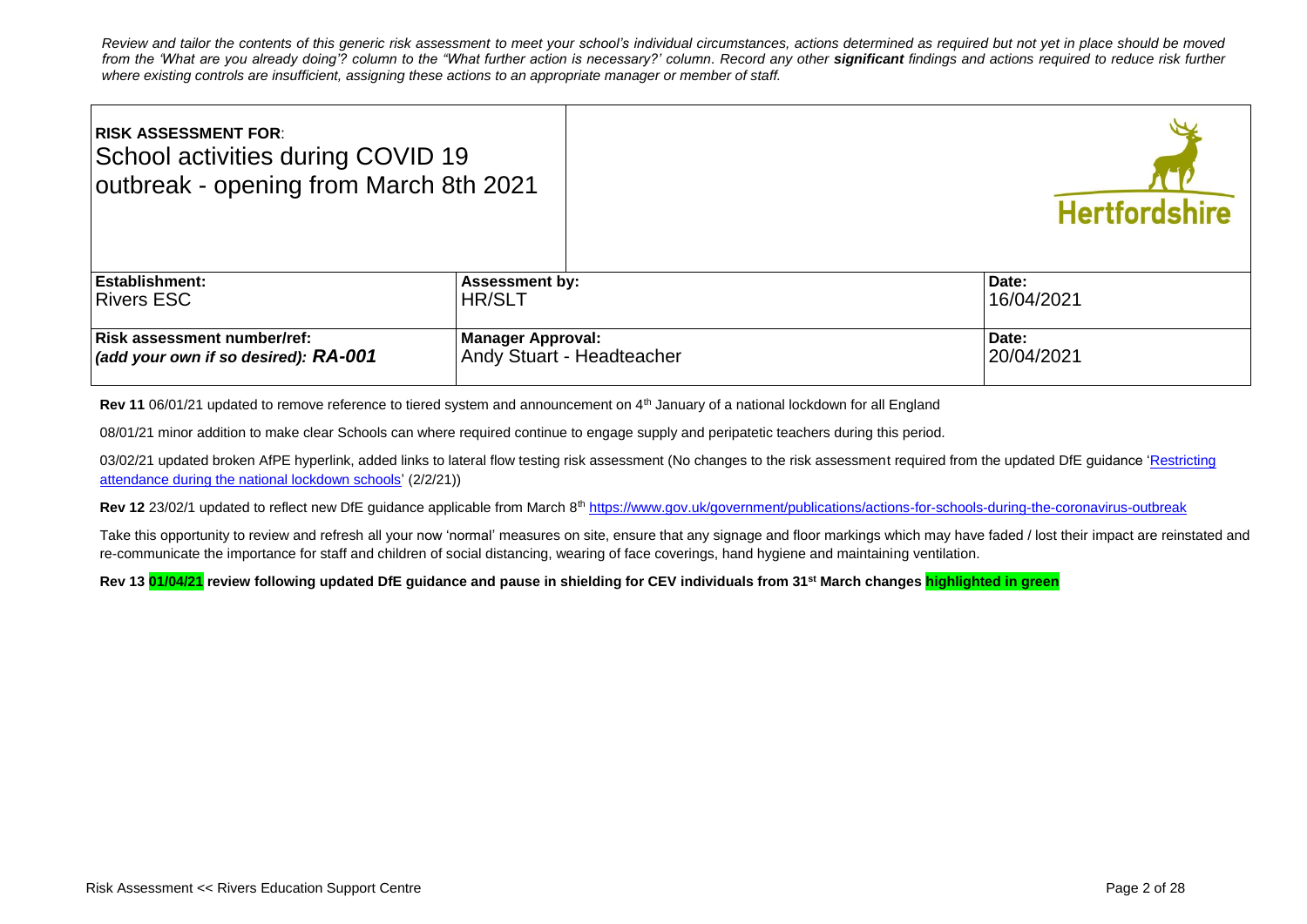*Review and tailor the contents of this generic risk assessment to meet your school's individual circumstances, actions determined as required but not yet in place should be moved from the 'What are you already doing'? column to the "What further action is necessary?' column. Record any other **significant** findings and actions required to reduce risk further where existing controls are insufficient, assigning these actions to an appropriate manager or member of staff.*

| **RISK ASSESSMENT FOR**: School activities during COVID 19 outbreak - opening from March 8th 2021 | | Hertfordshire |
|---|---|---|
| **Establishment:** Rivers ESC | **Assessment by:** HR/SLT | **Date:** 16/04/2021 |
| **Risk assessment number/ref:** ***(add your own if so desired): RA-001*** | **Manager Approval:** Andy Stuart - Headteacher | **Date:** 20/04/2021 |

**Rev 11** 06/01/21 updated to remove reference to tiered system and announcement on 4th January of a national lockdown for all England

08/01/21 minor addition to make clear Schools can where required continue to engage supply and peripatetic teachers during this period.

03/02/21 updated broken AfPE hyperlink, added links to lateral flow testing risk assessment (No changes to the risk assessment required from the updated DfE guidance 'Restricting attendance during the national lockdown schools' (2/2/21))

**Rev 12** 23/02/1 updated to reflect new DfE guidance applicable from March 8th https://www.gov.uk/government/publications/actions-for-schools-during-the-coronavirus-outbreak

Take this opportunity to review and refresh all your now 'normal' measures on site, ensure that any signage and floor markings which may have faded / lost their impact are reinstated and re-communicate the importance for staff and children of social distancing, wearing of face coverings, hand hygiene and maintaining ventilation.

**Rev 13 01/04/21 review following updated DfE guidance and pause in shielding for CEV individuals from 31st March changes highlighted in green**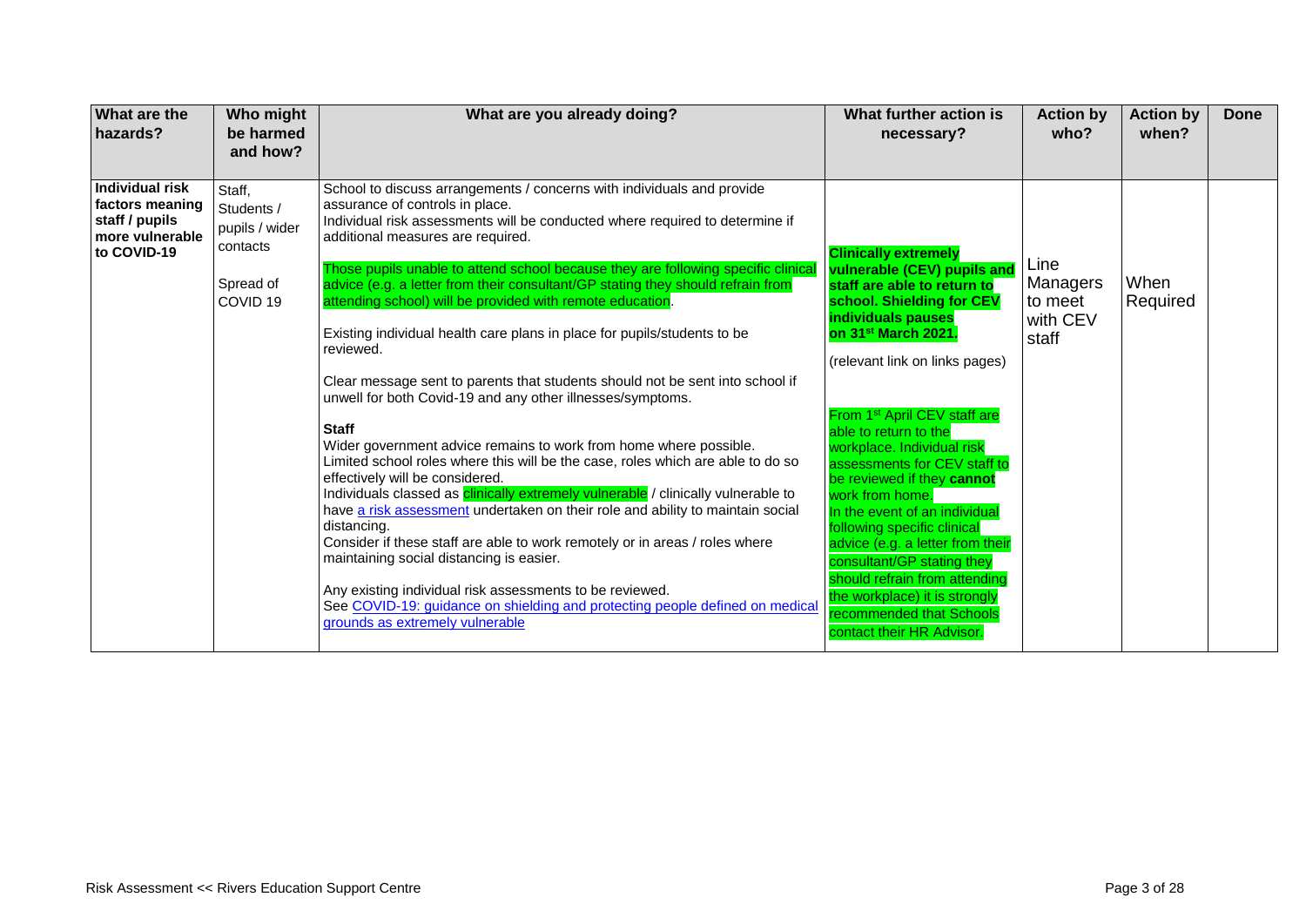| What are the hazards? | Who might be harmed and how? | What are you already doing? | What further action is necessary? | Action by who? | Action by when? | Done |
|---|---|---|---|---|---|---|
| **Individual risk factors meaning staff / pupils more vulnerable to COVID-19** | Staff, Students / pupils / wider contacts<br><br>Spread of COVID 19 | School to discuss arrangements / concerns with individuals and provide assurance of controls in place.<br>Individual risk assessments will be conducted where required to determine if additional measures are required.<br><br>Those pupils unable to attend school because they are following specific clinical advice (e.g. a letter from their consultant/GP stating they should refrain from attending school) will be provided with remote education.<br><br>Existing individual health care plans in place for pupils/students to be reviewed.<br><br>Clear message sent to parents that students should not be sent into school if unwell for both Covid-19 and any other illnesses/symptoms.<br><br>**Staff**<br>Wider government advice remains to work from home where possible.<br>Limited school roles where this will be the case, roles which are able to do so effectively will be considered.<br>Individuals classed as clinically extremely vulnerable / clinically vulnerable to have [a risk assessment] undertaken on their role and ability to maintain social distancing.<br>Consider if these staff are able to work remotely or in areas / roles where maintaining social distancing is easier.<br><br>Any existing individual risk assessments to be reviewed.<br>See [COVID-19: guidance on shielding and protecting people defined on medical grounds as extremely vulnerable] | **Clinically extremely vulnerable (CEV) pupils and staff are able to return to school. Shielding for CEV individuals pauses on 31st March 2021.**<br><br>(relevant link on links pages)<br><br>From 1st April CEV staff are able to return to the workplace. Individual risk assessments for CEV staff to be reviewed if they **cannot** work from home.<br>In the event of an individual following specific clinical advice (e.g. a letter from their consultant/GP stating they should refrain from attending the workplace) it is strongly recommended that Schools contact their HR Advisor. | Line Managers to meet with CEV staff | When Required | |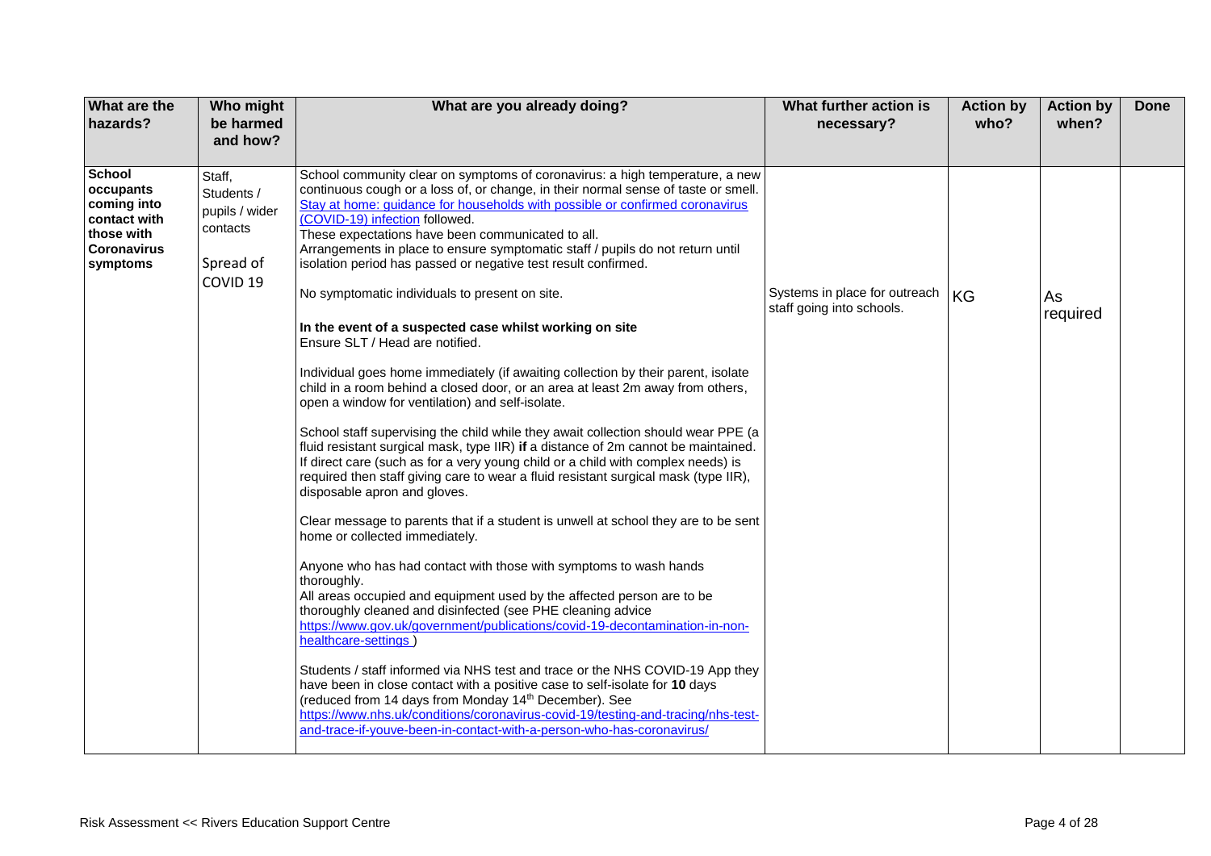| What are the hazards? | Who might be harmed and how? | What are you already doing? | What further action is necessary? | Action by who? | Action by when? | Done |
|---|---|---|---|---|---|---|
| **School occupants coming into contact with those with Coronavirus symptoms** | Staff, Students / pupils / wider contacts<br><br>Spread of COVID 19 | School community clear on symptoms of coronavirus: a high temperature, a new continuous cough or a loss of, or change, in their normal sense of taste or smell. [Stay at home: guidance for households with possible or confirmed coronavirus (COVID-19) infection](#) followed.<br>These expectations have been communicated to all.<br>Arrangements in place to ensure symptomatic staff / pupils do not return until isolation period has passed or negative test result confirmed.<br><br>No symptomatic individuals to present on site.<br><br>**In the event of a suspected case whilst working on site**<br>Ensure SLT / Head are notified.<br><br>Individual goes home immediately (if awaiting collection by their parent, isolate child in a room behind a closed door, or an area at least 2m away from others, open a window for ventilation) and self-isolate.<br><br>School staff supervising the child while they await collection should wear PPE (a fluid resistant surgical mask, type IIR) **if** a distance of 2m cannot be maintained. If direct care (such as for a very young child or a child with complex needs) is required then staff giving care to wear a fluid resistant surgical mask (type IIR), disposable apron and gloves.<br><br>Clear message to parents that if a student is unwell at school they are to be sent home or collected immediately.<br><br>Anyone who has had contact with those with symptoms to wash hands thoroughly.<br>All areas occupied and equipment used by the affected person are to be thoroughly cleaned and disinfected (see PHE cleaning advice https://www.gov.uk/government/publications/covid-19-decontamination-in-non-healthcare-settings )<br><br>Students / staff informed via NHS test and trace or the NHS COVID-19 App they have been in close contact with a positive case to self-isolate for **10** days (reduced from 14 days from Monday 14th December). See https://www.nhs.uk/conditions/coronavirus-covid-19/testing-and-tracing/nhs-test-and-trace-if-youve-been-in-contact-with-a-person-who-has-coronavirus/ | Systems in place for outreach staff going into schools. | KG | As required | |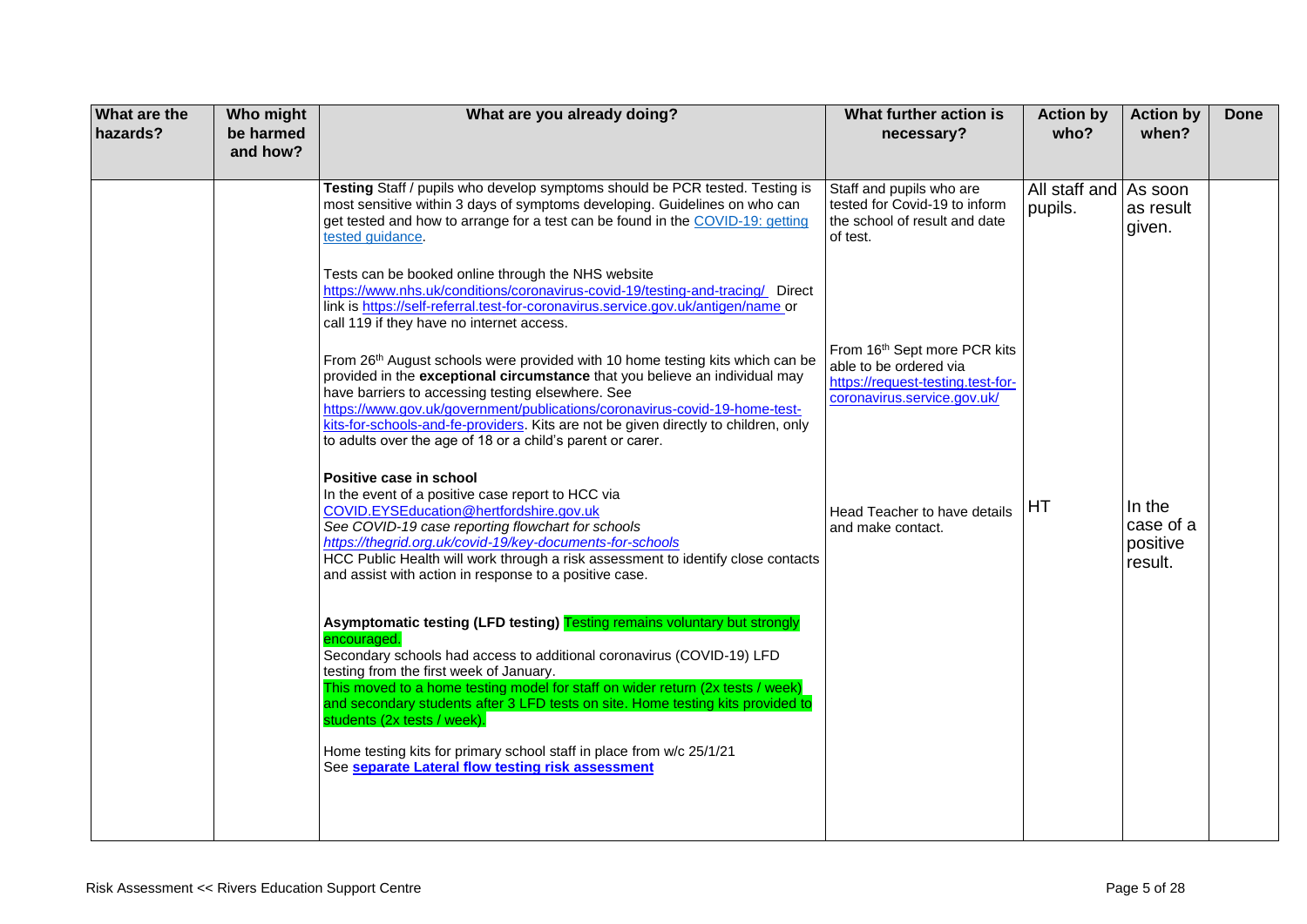| What are the hazards? | Who might be harmed and how? | What are you already doing? | What further action is necessary? | Action by who? | Action by when? | Done |
|---|---|---|---|---|---|---|
| | | **Testing** Staff / pupils who develop symptoms should be PCR tested. Testing is most sensitive within 3 days of symptoms developing. Guidelines on who can get tested and how to arrange for a test can be found in the COVID-19: getting tested guidance.<br><br>Tests can be booked online through the NHS website https://www.nhs.uk/conditions/coronavirus-covid-19/testing-and-tracing/ Direct link is https://self-referral.test-for-coronavirus.service.gov.uk/antigen/name or call 119 if they have no internet access.<br><br>From 26th August schools were provided with 10 home testing kits which can be provided in the **exceptional circumstance** that you believe an individual may have barriers to accessing testing elsewhere. See https://www.gov.uk/government/publications/coronavirus-covid-19-home-test-kits-for-schools-and-fe-providers. Kits are not be given directly to children, only to adults over the age of 18 or a child's parent or carer. | Staff and pupils who are tested for Covid-19 to inform the school of result and date of test.<br><br>From 16th Sept more PCR kits able to be ordered via https://request-testing.test-for-coronavirus.service.gov.uk/ | All staff and pupils. | As soon as result given. | |
| | | **Positive case in school**<br>In the event of a positive case report to HCC via COVID.EYSEducation@hertfordshire.gov.uk<br>*See COVID-19 case reporting flowchart for schools*<br>*https://thegrid.org.uk/covid-19/key-documents-for-schools*<br>HCC Public Health will work through a risk assessment to identify close contacts and assist with action in response to a positive case. | Head Teacher to have details and make contact. | HT | In the case of a positive result. | |
| | | **Asymptomatic testing (LFD testing)** Testing remains voluntary but strongly encouraged.<br>Secondary schools had access to additional coronavirus (COVID-19) LFD testing from the first week of January.<br>This moved to a home testing model for staff on wider return (2x tests / week) and secondary students after 3 LFD tests on site. Home testing kits provided to students (2x tests / week).<br><br>Home testing kits for primary school staff in place from w/c 25/1/21<br>See **separate Lateral flow testing risk assessment** | | | | |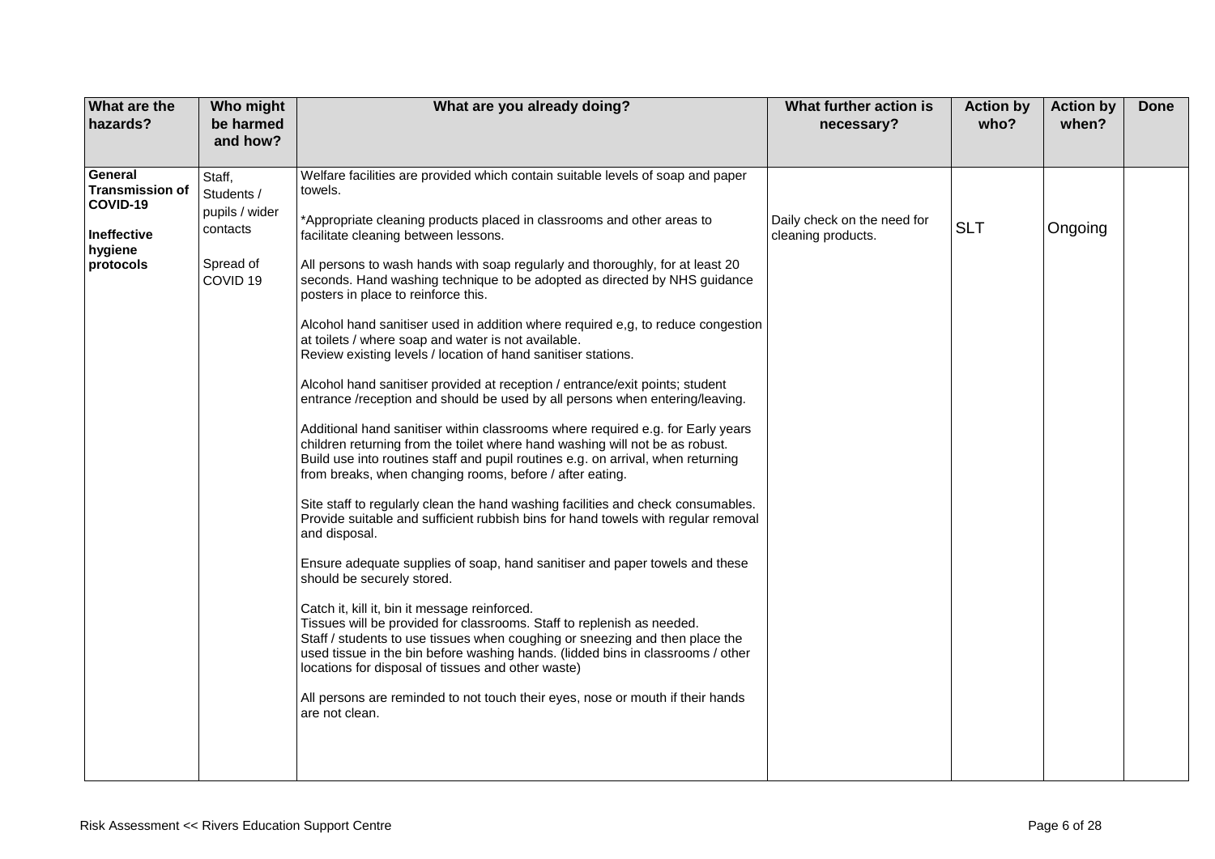| What are the hazards? | Who might be harmed and how? | What are you already doing? | What further action is necessary? | Action by who? | Action by when? | Done |
|---|---|---|---|---|---|---|
| **General Transmission of COVID-19**<br><br>**Ineffective hygiene protocols** | Staff, Students / pupils / wider contacts<br><br>Spread of COVID 19 | Welfare facilities are provided which contain suitable levels of soap and paper towels.<br><br>*Appropriate cleaning products placed in classrooms and other areas to facilitate cleaning between lessons.<br><br>All persons to wash hands with soap regularly and thoroughly, for at least 20 seconds. Hand washing technique to be adopted as directed by NHS guidance posters in place to reinforce this.<br><br>Alcohol hand sanitiser used in addition where required e,g, to reduce congestion at toilets / where soap and water is not available.<br>Review existing levels / location of hand sanitiser stations.<br><br>Alcohol hand sanitiser provided at reception / entrance/exit points; student entrance /reception and should be used by all persons when entering/leaving.<br><br>Additional hand sanitiser within classrooms where required e.g. for Early years children returning from the toilet where hand washing will not be as robust.<br>Build use into routines staff and pupil routines e.g. on arrival, when returning from breaks, when changing rooms, before / after eating.<br><br>Site staff to regularly clean the hand washing facilities and check consumables.<br>Provide suitable and sufficient rubbish bins for hand towels with regular removal and disposal.<br><br>Ensure adequate supplies of soap, hand sanitiser and paper towels and these should be securely stored.<br><br>Catch it, kill it, bin it message reinforced.<br>Tissues will be provided for classrooms. Staff to replenish as needed.<br>Staff / students to use tissues when coughing or sneezing and then place the used tissue in the bin before washing hands. (lidded bins in classrooms / other locations for disposal of tissues and other waste)<br><br>All persons are reminded to not touch their eyes, nose or mouth if their hands are not clean. | Daily check on the need for cleaning products. | SLT | Ongoing | |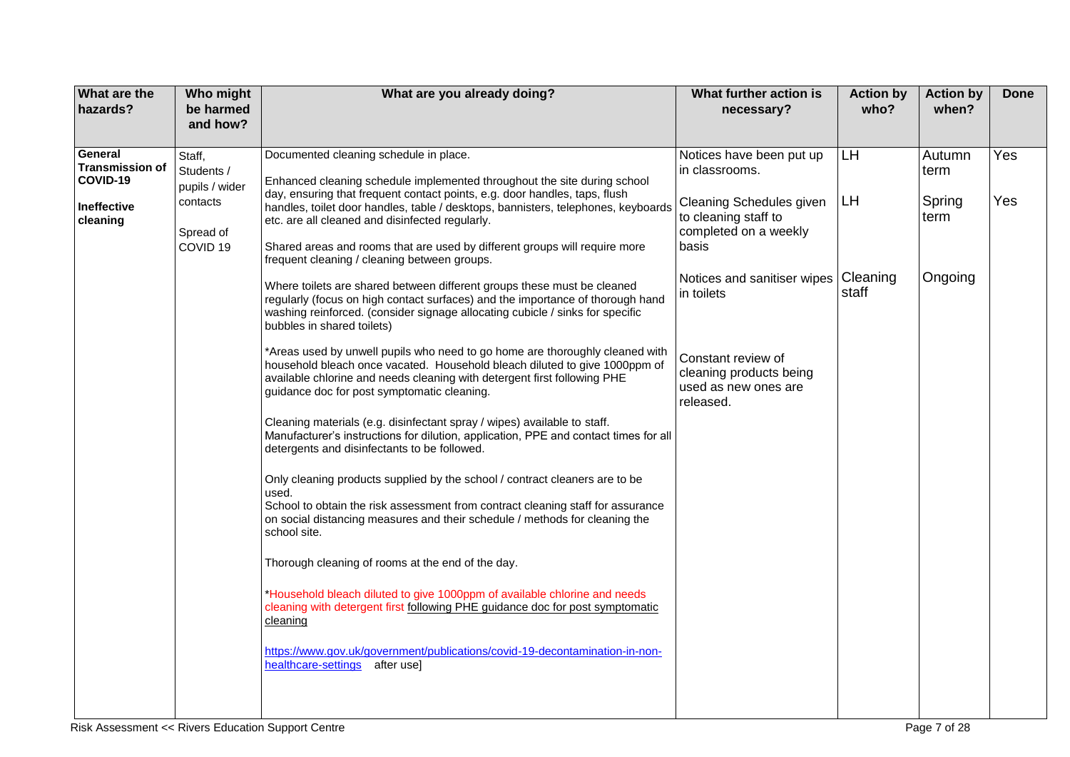| What are the hazards? | Who might be harmed and how? | What are you already doing? | What further action is necessary? | Action by who? | Action by when? | Done |
|---|---|---|---|---|---|---|
| **General Transmission of COVID-19**<br><br>**Ineffective cleaning** | Staff, Students / pupils / wider contacts<br><br>Spread of COVID 19 | Documented cleaning schedule in place.<br><br>Enhanced cleaning schedule implemented throughout the site during school day, ensuring that frequent contact points, e.g. door handles, taps, flush handles, toilet door handles, table / desktops, bannisters, telephones, keyboards etc. are all cleaned and disinfected regularly.<br><br>Shared areas and rooms that are used by different groups will require more frequent cleaning / cleaning between groups.<br><br>Where toilets are shared between different groups these must be cleaned regularly (focus on high contact surfaces) and the importance of thorough hand washing reinforced. (consider signage allocating cubicle / sinks for specific bubbles in shared toilets)<br><br>*Areas used by unwell pupils who need to go home are thoroughly cleaned with household bleach once vacated. Household bleach diluted to give 1000ppm of available chlorine and needs cleaning with detergent first following PHE guidance doc for post symptomatic cleaning.<br><br>Cleaning materials (e.g. disinfectant spray / wipes) available to staff. Manufacturer's instructions for dilution, application, PPE and contact times for all detergents and disinfectants to be followed.<br><br>Only cleaning products supplied by the school / contract cleaners are to be used.<br>School to obtain the risk assessment from contract cleaning staff for assurance on social distancing measures and their schedule / methods for cleaning the school site.<br><br>Thorough cleaning of rooms at the end of the day.<br><br>*Household bleach diluted to give 1000ppm of available chlorine and needs cleaning with detergent first following PHE guidance doc for post symptomatic cleaning<br><br>https://www.gov.uk/government/publications/covid-19-decontamination-in-non-healthcare-settings after use] | Notices have been put up in classrooms.<br><br>Cleaning Schedules given to cleaning staff to completed on a weekly basis<br><br>Notices and sanitiser wipes in toilets<br><br>Constant review of cleaning products being used as new ones are released. | LH<br><br>LH<br><br>Cleaning staff | Autumn term<br><br>Spring term<br><br>Ongoing | Yes<br><br>Yes |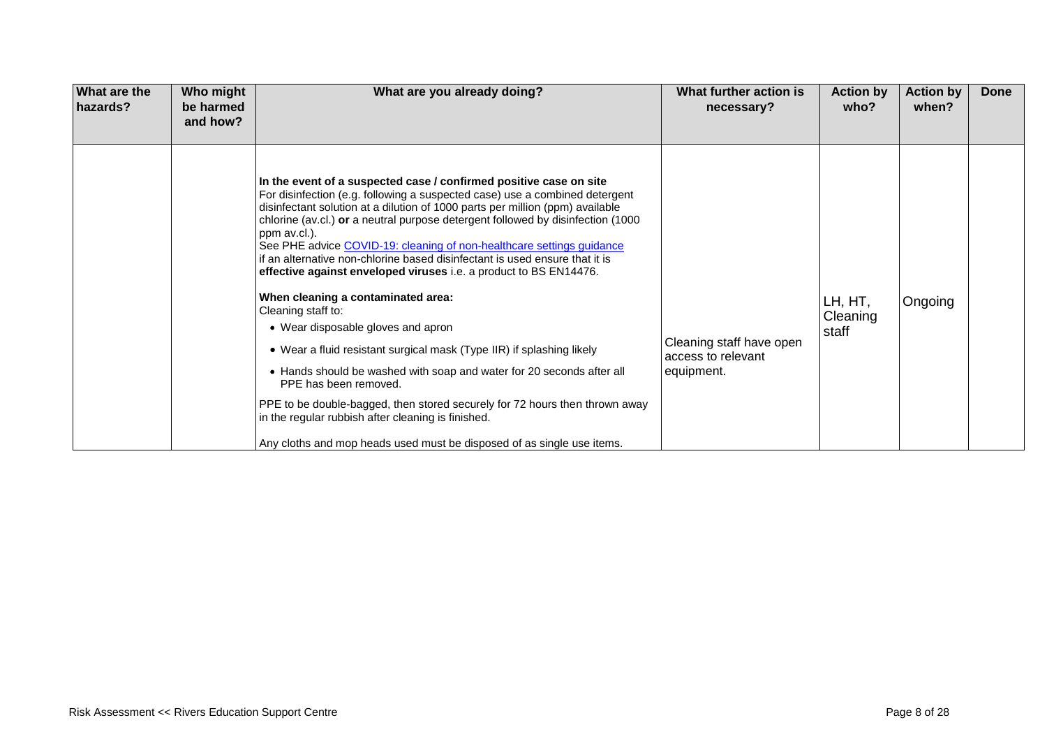| What are the hazards? | Who might be harmed and how? | What are you already doing? | What further action is necessary? | Action by who? | Action by when? | Done |
|---|---|---|---|---|---|---|
| | | **In the event of a suspected case / confirmed positive case on site**<br>For disinfection (e.g. following a suspected case) use a combined detergent disinfectant solution at a dilution of 1000 parts per million (ppm) available chlorine (av.cl.) **or** a neutral purpose detergent followed by disinfection (1000 ppm av.cl.).<br>See PHE advice [COVID-19: cleaning of non-healthcare settings guidance]<br>if an alternative non-chlorine based disinfectant is used ensure that it is **effective against enveloped viruses** i.e. a product to BS EN14476.<br><br>**When cleaning a contaminated area:**<br>Cleaning staff to:<br>• Wear disposable gloves and apron<br>• Wear a fluid resistant surgical mask (Type IIR) if splashing likely<br>• Hands should be washed with soap and water for 20 seconds after all PPE has been removed.<br><br>PPE to be double-bagged, then stored securely for 72 hours then thrown away in the regular rubbish after cleaning is finished.<br><br>Any cloths and mop heads used must be disposed of as single use items. | Cleaning staff have open access to relevant equipment. | LH, HT, Cleaning staff | Ongoing | |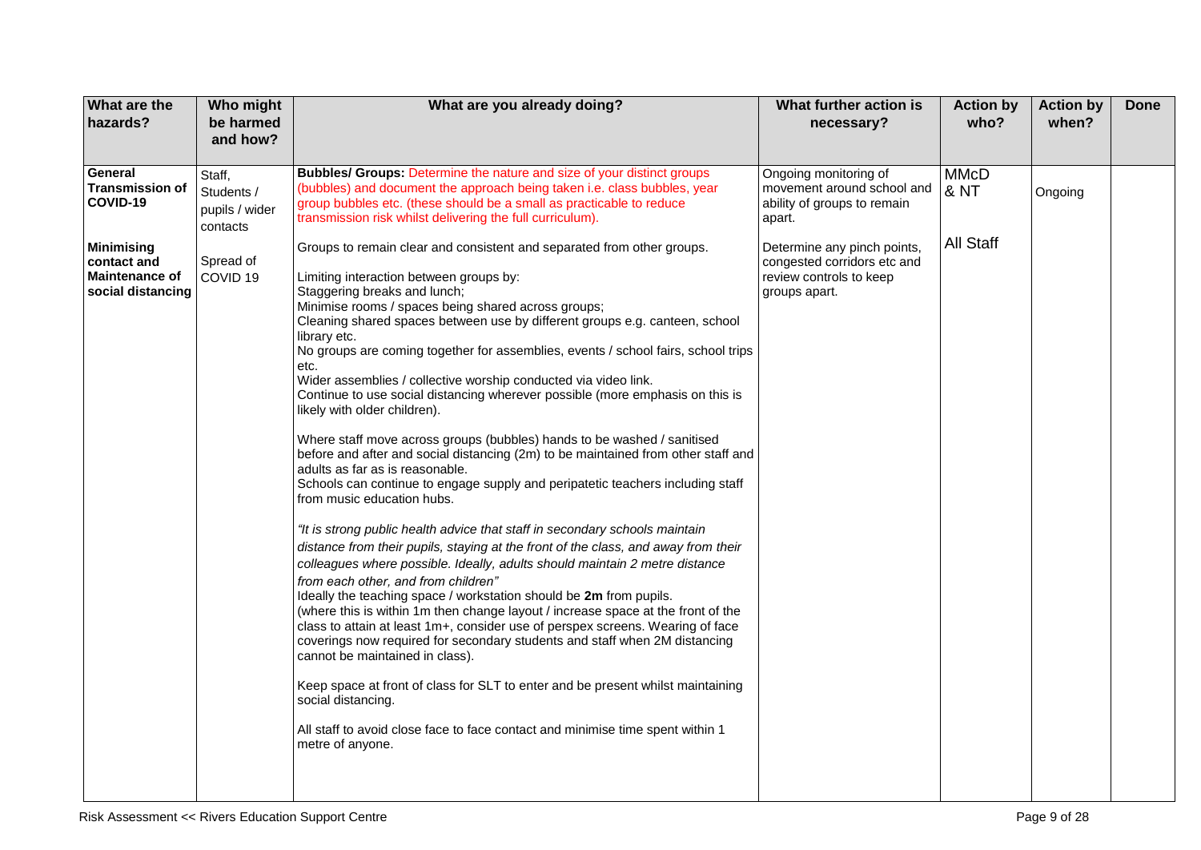| What are the hazards? | Who might be harmed and how? | What are you already doing? | What further action is necessary? | Action by who? | Action by when? | Done |
|---|---|---|---|---|---|---|
| **General Transmission of COVID-19**<br><br>**Minimising contact and Maintenance of social distancing** | Staff, Students / pupils / wider contacts<br><br>Spread of COVID 19 | **Bubbles/ Groups:** Determine the nature and size of your distinct groups (bubbles) and document the approach being taken i.e. class bubbles, year group bubbles etc. (these should be a small as practicable to reduce transmission risk whilst delivering the full curriculum).<br><br>Groups to remain clear and consistent and separated from other groups.<br><br>Limiting interaction between groups by:<br>Staggering breaks and lunch;<br>Minimise rooms / spaces being shared across groups;<br>Cleaning shared spaces between use by different groups e.g. canteen, school library etc.<br>No groups are coming together for assemblies, events / school fairs, school trips etc.<br>Wider assemblies / collective worship conducted via video link.<br>Continue to use social distancing wherever possible (more emphasis on this is likely with older children).<br><br>Where staff move across groups (bubbles) hands to be washed / sanitised before and after and social distancing (2m) to be maintained from other staff and adults as far as is reasonable.<br>Schools can continue to engage supply and peripatetic teachers including staff from music education hubs.<br><br>*"It is strong public health advice that staff in secondary schools maintain distance from their pupils, staying at the front of the class, and away from their colleagues where possible. Ideally, adults should maintain 2 metre distance from each other, and from children"*<br>Ideally the teaching space / workstation should be **2m** from pupils.<br>(where this is within 1m then change layout / increase space at the front of the class to attain at least 1m+, consider use of perspex screens. Wearing of face coverings now required for secondary students and staff when 2M distancing cannot be maintained in class).<br><br>Keep space at front of class for SLT to enter and be present whilst maintaining social distancing.<br><br>All staff to avoid close face to face contact and minimise time spent within 1 metre of anyone. | Ongoing monitoring of movement around school and ability of groups to remain apart.<br><br>Determine any pinch points, congested corridors etc and review controls to keep groups apart. | MMcD & NT<br><br>All Staff | Ongoing | |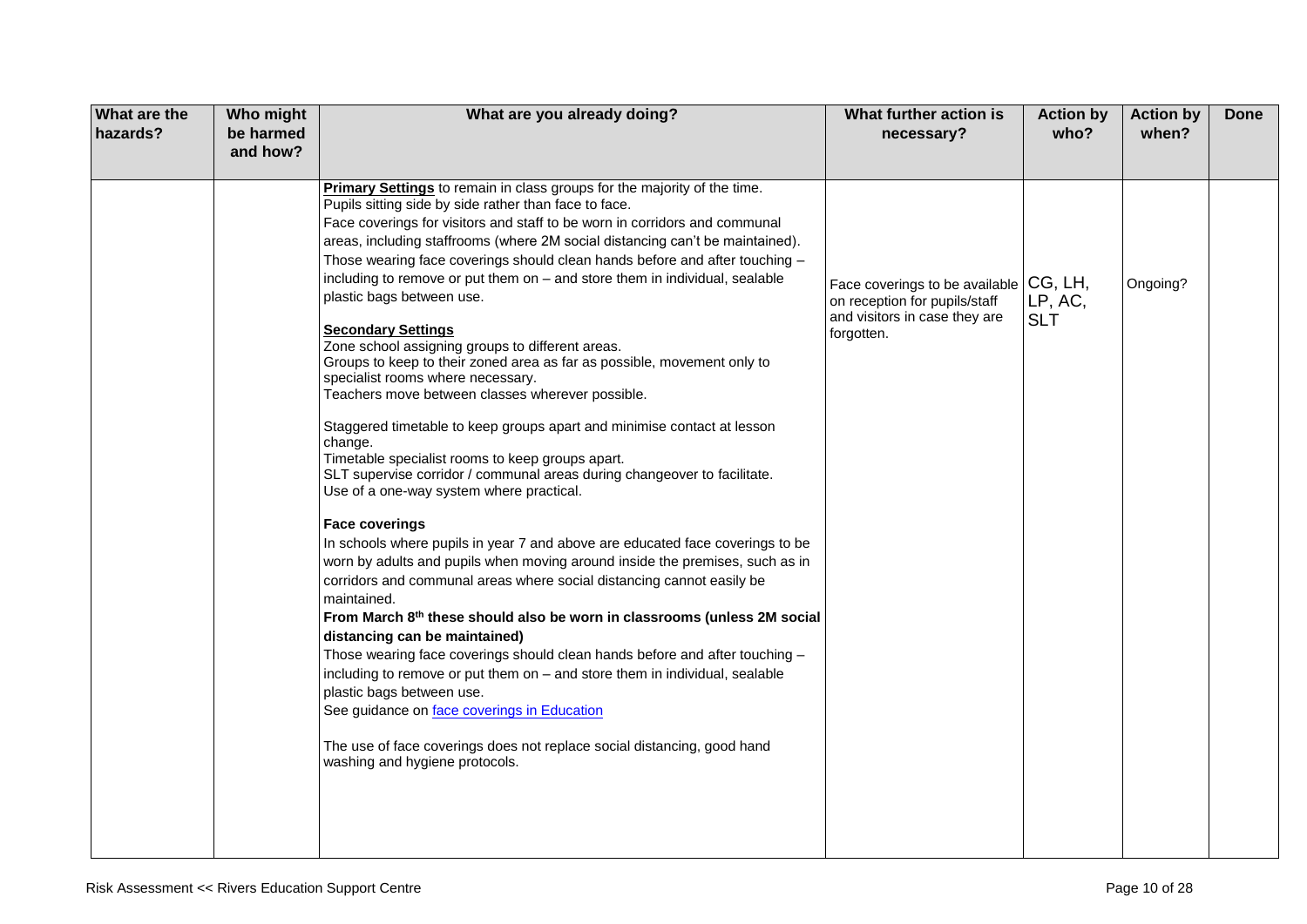| What are the hazards? | Who might be harmed and how? | What are you already doing? | What further action is necessary? | Action by who? | Action by when? | Done |
|---|---|---|---|---|---|---|
| | | **Primary Settings** to remain in class groups for the majority of the time.<br>Pupils sitting side by side rather than face to face.<br>Face coverings for visitors and staff to be worn in corridors and communal areas, including staffrooms (where 2M social distancing can't be maintained).<br>Those wearing face coverings should clean hands before and after touching – including to remove or put them on – and store them in individual, sealable plastic bags between use.<br><br>**Secondary Settings**<br>Zone school assigning groups to different areas.<br>Groups to keep to their zoned area as far as possible, movement only to specialist rooms where necessary.<br>Teachers move between classes wherever possible.<br><br>Staggered timetable to keep groups apart and minimise contact at lesson change.<br>Timetable specialist rooms to keep groups apart.<br>SLT supervise corridor / communal areas during changeover to facilitate.<br>Use of a one-way system where practical.<br><br>**Face coverings**<br>In schools where pupils in year 7 and above are educated face coverings to be worn by adults and pupils when moving around inside the premises, such as in corridors and communal areas where social distancing cannot easily be maintained.<br>**From March 8th these should also be worn in classrooms (unless 2M social distancing can be maintained)**<br>Those wearing face coverings should clean hands before and after touching – including to remove or put them on – and store them in individual, sealable plastic bags between use.<br>See guidance on face coverings in Education<br><br>The use of face coverings does not replace social distancing, good hand washing and hygiene protocols. | Face coverings to be available on reception for pupils/staff and visitors in case they are forgotten. | CG, LH, LP, AC, SLT | Ongoing? | |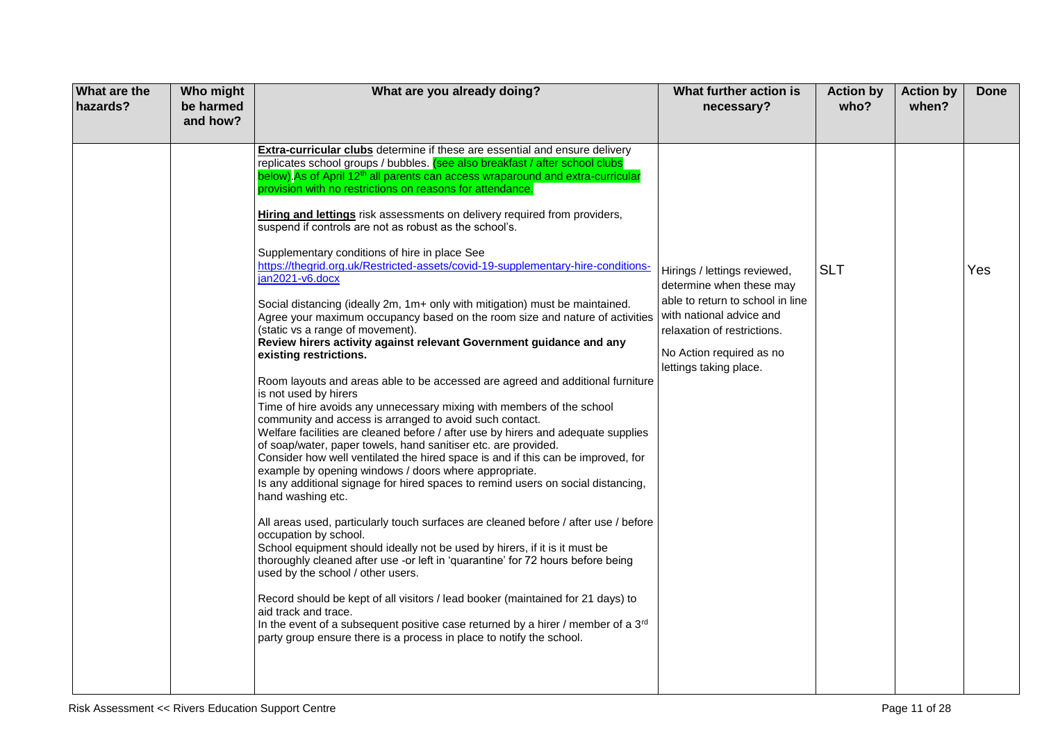| What are the hazards? | Who might be harmed and how? | What are you already doing? | What further action is necessary? | Action by who? | Action by when? | Done |
|---|---|---|---|---|---|---|
| | | **Extra-curricular clubs** determine if these are essential and ensure delivery replicates school groups / bubbles. (see also breakfast / after school clubs below).As of April 12th all parents can access wraparound and extra-curricular provision with no restrictions on reasons for attendance.<br><br>**Hiring and lettings** risk assessments on delivery required from providers, suspend if controls are not as robust as the school's.<br><br>Supplementary conditions of hire in place See https://thegrid.org.uk/Restricted-assets/covid-19-supplementary-hire-conditions-jan2021-v6.docx<br><br>Social distancing (ideally 2m, 1m+ only with mitigation) must be maintained. Agree your maximum occupancy based on the room size and nature of activities (static vs a range of movement).<br>**Review hirers activity against relevant Government guidance and any existing restrictions.**<br><br>Room layouts and areas able to be accessed are agreed and additional furniture is not used by hirers<br>Time of hire avoids any unnecessary mixing with members of the school community and access is arranged to avoid such contact.<br>Welfare facilities are cleaned before / after use by hirers and adequate supplies of soap/water, paper towels, hand sanitiser etc. are provided.<br>Consider how well ventilated the hired space is and if this can be improved, for example by opening windows / doors where appropriate.<br>Is any additional signage for hired spaces to remind users on social distancing, hand washing etc.<br><br>All areas used, particularly touch surfaces are cleaned before / after use / before occupation by school.<br>School equipment should ideally not be used by hirers, if it is it must be thoroughly cleaned after use -or left in 'quarantine' for 72 hours before being used by the school / other users.<br><br>Record should be kept of all visitors / lead booker (maintained for 21 days) to aid track and trace.<br>In the event of a subsequent positive case returned by a hirer / member of a 3rd party group ensure there is a process in place to notify the school. | Hirings / lettings reviewed, determine when these may able to return to school in line with national advice and relaxation of restrictions.<br><br>No Action required as no lettings taking place. | SLT | | Yes |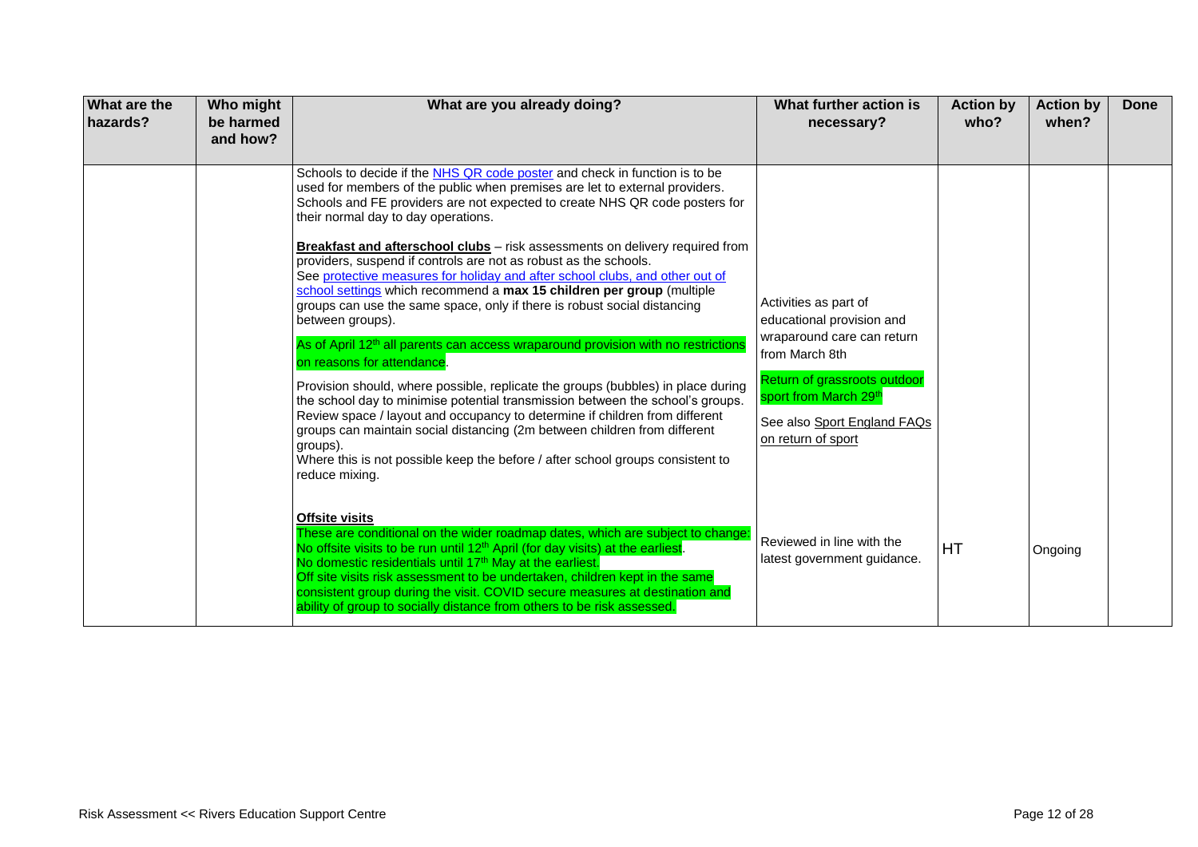| What are the hazards? | Who might be harmed and how? | What are you already doing? | What further action is necessary? | Action by who? | Action by when? | Done |
|---|---|---|---|---|---|---|
| | | Schools to decide if the [NHS QR code poster](#) and check in function is to be used for members of the public when premises are let to external providers. Schools and FE providers are not expected to create NHS QR code posters for their normal day to day operations.<br><br>**Breakfast and afterschool clubs** – risk assessments on delivery required from providers, suspend if controls are not as robust as the schools.<br>See [protective measures for holiday and after school clubs, and other out of school settings](#) which recommend a **max 15 children per group** (multiple groups can use the same space, only if there is robust social distancing between groups).<br><br>As of April 12th all parents can access wraparound provision with no restrictions on reasons for attendance.<br><br>Provision should, where possible, replicate the groups (bubbles) in place during the school day to minimise potential transmission between the school's groups. Review space / layout and occupancy to determine if children from different groups can maintain social distancing (2m between children from different groups).<br>Where this is not possible keep the before / after school groups consistent to reduce mixing.<br><br>**Offsite visits**<br>These are conditional on the wider roadmap dates, which are subject to change:<br>No offsite visits to be run until 12th April (for day visits) at the earliest.<br>No domestic residentials until 17th May at the earliest.<br>Off site visits risk assessment to be undertaken, children kept in the same consistent group during the visit. COVID secure measures at destination and ability of group to socially distance from others to be risk assessed. | Activities as part of educational provision and wraparound care can return from March 8th<br><br>Return of grassroots outdoor sport from March 29th<br><br>See also Sport England FAQs on return of sport<br><br>Reviewed in line with the latest government guidance. | HT | Ongoing | |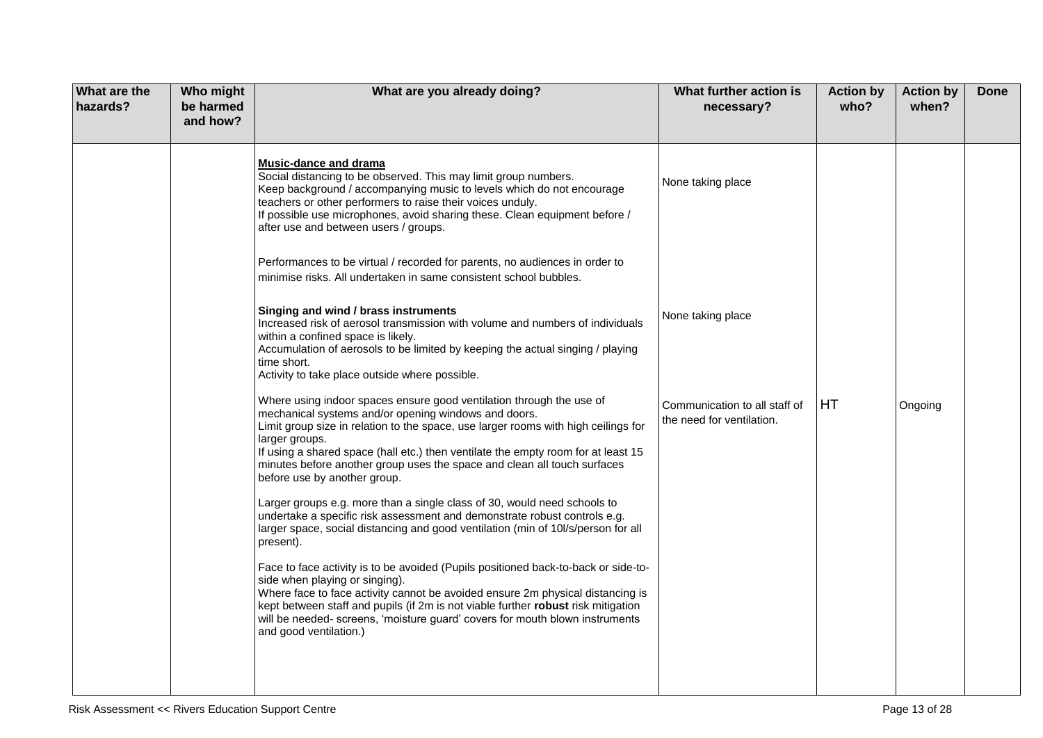| What are the hazards? | Who might be harmed and how? | What are you already doing? | What further action is necessary? | Action by who? | Action by when? | Done |
|---|---|---|---|---|---|---|
| | | **Music-dance and drama**<br>Social distancing to be observed. This may limit group numbers.<br>Keep background / accompanying music to levels which do not encourage teachers or other performers to raise their voices unduly.<br>If possible use microphones, avoid sharing these. Clean equipment before / after use and between users / groups.<br><br>Performances to be virtual / recorded for parents, no audiences in order to minimise risks. All undertaken in same consistent school bubbles. | None taking place | | | |
| | | **Singing and wind / brass instruments**<br>Increased risk of aerosol transmission with volume and numbers of individuals within a confined space is likely.<br>Accumulation of aerosols to be limited by keeping the actual singing / playing time short.<br>Activity to take place outside where possible. | None taking place | | | |
| | | Where using indoor spaces ensure good ventilation through the use of mechanical systems and/or opening windows and doors.<br>Limit group size in relation to the space, use larger rooms with high ceilings for larger groups.<br>If using a shared space (hall etc.) then ventilate the empty room for at least 15 minutes before another group uses the space and clean all touch surfaces before use by another group.<br><br>Larger groups e.g. more than a single class of 30, would need schools to undertake a specific risk assessment and demonstrate robust controls e.g. larger space, social distancing and good ventilation (min of 10l/s/person for all present).<br><br>Face to face activity is to be avoided (Pupils positioned back-to-back or side-to-side when playing or singing).<br>Where face to face activity cannot be avoided ensure 2m physical distancing is kept between staff and pupils (if 2m is not viable further **robust** risk mitigation will be needed- screens, 'moisture guard' covers for mouth blown instruments and good ventilation.) | Communication to all staff of the need for ventilation. | HT | Ongoing | |

Risk Assessment << Rivers Education Support Centre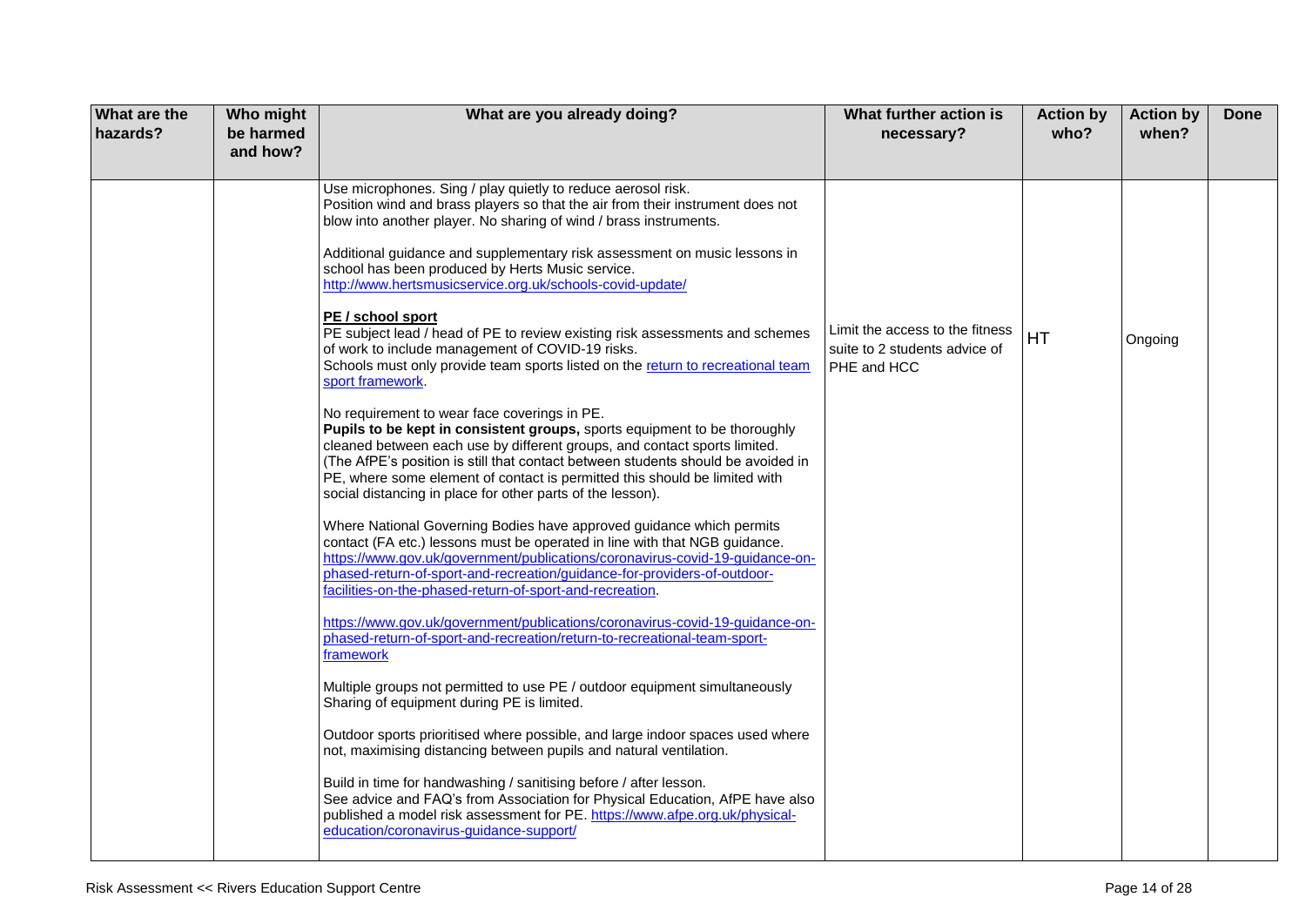| What are the hazards? | Who might be harmed and how? | What are you already doing? | What further action is necessary? | Action by who? | Action by when? | Done |
|---|---|---|---|---|---|---|
| | | Use microphones. Sing / play quietly to reduce aerosol risk.<br>Position wind and brass players so that the air from their instrument does not blow into another player. No sharing of wind / brass instruments.<br><br>Additional guidance and supplementary risk assessment on music lessons in school has been produced by Herts Music service.<br>http://www.hertsmusicservice.org.uk/schools-covid-update/<br><br>**PE / school sport**<br>PE subject lead / head of PE to review existing risk assessments and schemes of work to include management of COVID-19 risks.<br>Schools must only provide team sports listed on the return to recreational team sport framework.<br><br>No requirement to wear face coverings in PE.<br>**Pupils to be kept in consistent groups,** sports equipment to be thoroughly cleaned between each use by different groups, and contact sports limited. (The AfPE's position is still that contact between students should be avoided in PE, where some element of contact is permitted this should be limited with social distancing in place for other parts of the lesson).<br><br>Where National Governing Bodies have approved guidance which permits contact (FA etc.) lessons must be operated in line with that NGB guidance.<br>https://www.gov.uk/government/publications/coronavirus-covid-19-guidance-on-phased-return-of-sport-and-recreation/guidance-for-providers-of-outdoor-facilities-on-the-phased-return-of-sport-and-recreation.<br><br>https://www.gov.uk/government/publications/coronavirus-covid-19-guidance-on-phased-return-of-sport-and-recreation/return-to-recreational-team-sport-framework<br><br>Multiple groups not permitted to use PE / outdoor equipment simultaneously<br>Sharing of equipment during PE is limited.<br><br>Outdoor sports prioritised where possible, and large indoor spaces used where not, maximising distancing between pupils and natural ventilation.<br><br>Build in time for handwashing / sanitising before / after lesson.<br>See advice and FAQ's from Association for Physical Education, AfPE have also published a model risk assessment for PE. https://www.afpe.org.uk/physical-education/coronavirus-guidance-support/ | Limit the access to the fitness suite to 2 students advice of PHE and HCC | HT | Ongoing | |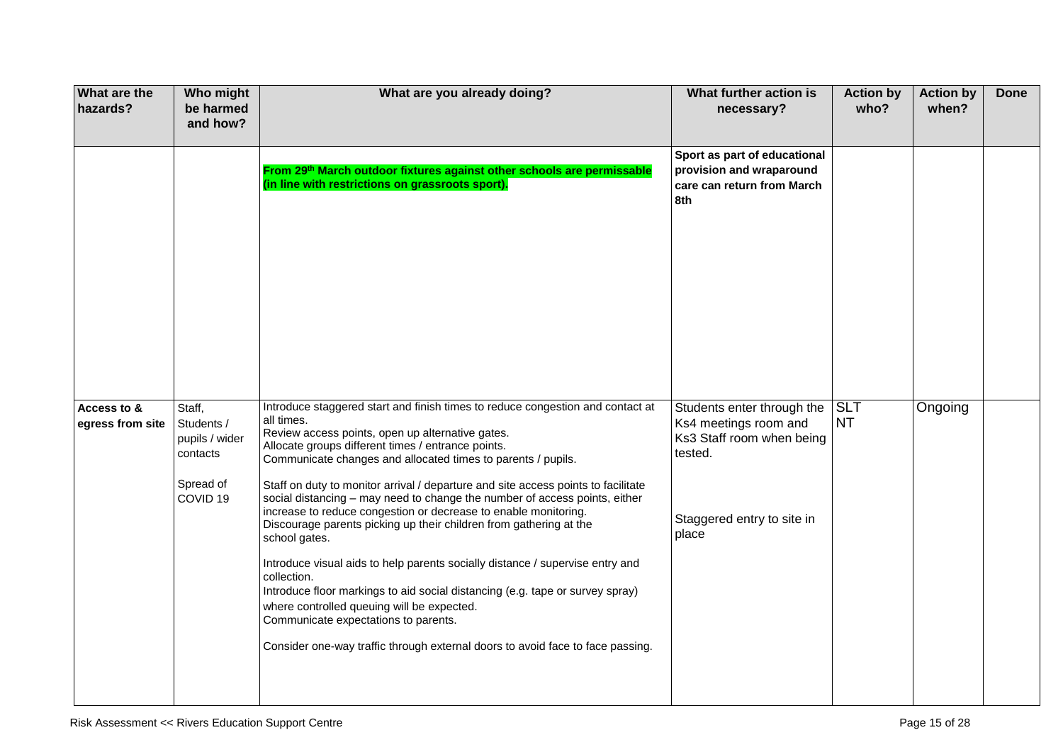| What are the hazards? | Who might be harmed and how? | What are you already doing? | What further action is necessary? | Action by who? | Action by when? | Done |
|---|---|---|---|---|---|---|
| | | **From 29th March outdoor fixtures against other schools are permissable (in line with restrictions on grassroots sport).** | **Sport as part of educational provision and wraparound care can return from March 8th** | | | |
| **Access to & egress from site** | Staff, Students / pupils / wider contacts<br><br>Spread of COVID 19 | Introduce staggered start and finish times to reduce congestion and contact at all times.<br>Review access points, open up alternative gates.<br>Allocate groups different times / entrance points.<br>Communicate changes and allocated times to parents / pupils.<br><br>Staff on duty to monitor arrival / departure and site access points to facilitate social distancing – may need to change the number of access points, either increase to reduce congestion or decrease to enable monitoring.<br>Discourage parents picking up their children from gathering at the school gates.<br><br>Introduce visual aids to help parents socially distance / supervise entry and collection.<br>Introduce floor markings to aid social distancing (e.g. tape or survey spray) where controlled queuing will be expected.<br>Communicate expectations to parents.<br><br>Consider one-way traffic through external doors to avoid face to face passing. | Students enter through the Ks4 meetings room and Ks3 Staff room when being tested.<br><br>Staggered entry to site in place | SLT<br>NT | Ongoing | |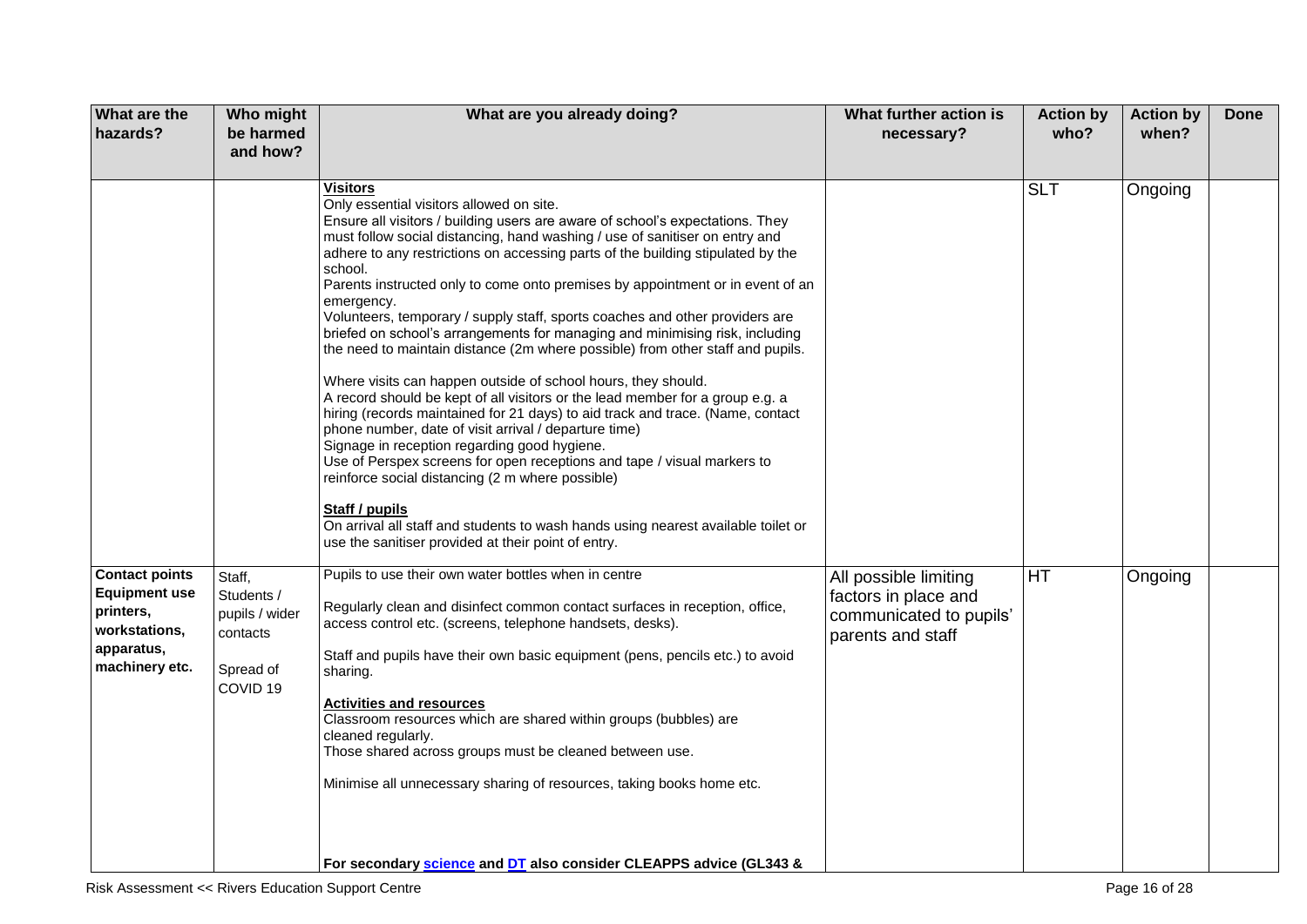| What are the hazards? | Who might be harmed and how? | What are you already doing? | What further action is necessary? | Action by who? | Action by when? | Done |
|---|---|---|---|---|---|---|
| | | **Visitors**<br>Only essential visitors allowed on site.<br>Ensure all visitors / building users are aware of school's expectations. They must follow social distancing, hand washing / use of sanitiser on entry and adhere to any restrictions on accessing parts of the building stipulated by the school.<br>Parents instructed only to come onto premises by appointment or in event of an emergency.<br>Volunteers, temporary / supply staff, sports coaches and other providers are briefed on school's arrangements for managing and minimising risk, including the need to maintain distance (2m where possible) from other staff and pupils.<br><br>Where visits can happen outside of school hours, they should.<br>A record should be kept of all visitors or the lead member for a group e.g. a hiring (records maintained for 21 days) to aid track and trace. (Name, contact phone number, date of visit arrival / departure time)<br>Signage in reception regarding good hygiene.<br>Use of Perspex screens for open receptions and tape / visual markers to reinforce social distancing (2 m where possible)<br><br>**Staff / pupils**<br>On arrival all staff and students to wash hands using nearest available toilet or use the sanitiser provided at their point of entry. | | SLT | Ongoing | |
| **Contact points Equipment use printers, workstations, apparatus, machinery etc.** | Staff, Students / pupils / wider contacts<br><br>Spread of COVID 19 | Pupils to use their own water bottles when in centre<br><br>Regularly clean and disinfect common contact surfaces in reception, office, access control etc. (screens, telephone handsets, desks).<br><br>Staff and pupils have their own basic equipment (pens, pencils etc.) to avoid sharing.<br><br>**Activities and resources**<br>Classroom resources which are shared within groups (bubbles) are cleaned regularly.<br>Those shared across groups must be cleaned between use.<br><br>Minimise all unnecessary sharing of resources, taking books home etc.<br><br>**For secondary science and DT also consider CLEAPPS advice (GL343 &** | All possible limiting factors in place and communicated to pupils' parents and staff | HT | Ongoing | |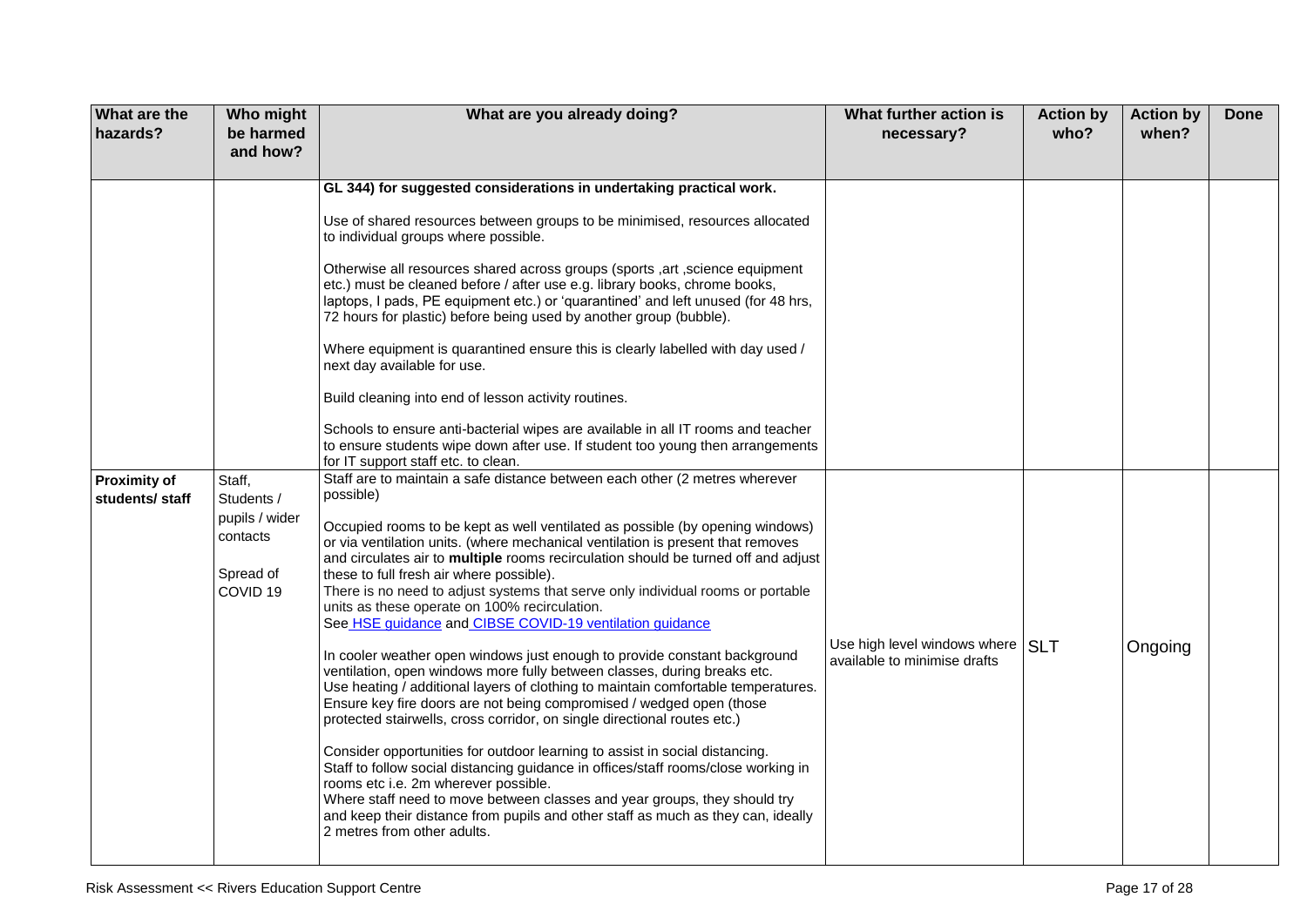| What are the hazards? | Who might be harmed and how? | What are you already doing? | What further action is necessary? | Action by who? | Action by when? | Done |
|---|---|---|---|---|---|---|
| | | **GL 344) for suggested considerations in undertaking practical work.**<br><br>Use of shared resources between groups to be minimised, resources allocated to individual groups where possible.<br><br>Otherwise all resources shared across groups (sports ,art ,science equipment etc.) must be cleaned before / after use e.g. library books, chrome books, laptops, I pads, PE equipment etc.) or 'quarantined' and left unused (for 48 hrs, 72 hours for plastic) before being used by another group (bubble).<br><br>Where equipment is quarantined ensure this is clearly labelled with day used / next day available for use.<br><br>Build cleaning into end of lesson activity routines.<br><br>Schools to ensure anti-bacterial wipes are available in all IT rooms and teacher to ensure students wipe down after use. If student too young then arrangements for IT support staff etc. to clean. | | | | |
| **Proximity of students/ staff** | Staff, Students / pupils / wider contacts<br><br>Spread of COVID 19 | Staff are to maintain a safe distance between each other (2 metres wherever possible)<br><br>Occupied rooms to be kept as well ventilated as possible (by opening windows) or via ventilation units. (where mechanical ventilation is present that removes and circulates air to **multiple** rooms recirculation should be turned off and adjust these to full fresh air where possible).<br>There is no need to adjust systems that serve only individual rooms or portable units as these operate on 100% recirculation.<br>See [HSE guidance](#) and [CIBSE COVID-19 ventilation guidance](#)<br><br>In cooler weather open windows just enough to provide constant background ventilation, open windows more fully between classes, during breaks etc.<br>Use heating / additional layers of clothing to maintain comfortable temperatures.<br>Ensure key fire doors are not being compromised / wedged open (those protected stairwells, cross corridor, on single directional routes etc.)<br><br>Consider opportunities for outdoor learning to assist in social distancing.<br>Staff to follow social distancing guidance in offices/staff rooms/close working in rooms etc i.e. 2m wherever possible.<br>Where staff need to move between classes and year groups, they should try and keep their distance from pupils and other staff as much as they can, ideally 2 metres from other adults. | Use high level windows where available to minimise drafts | SLT | Ongoing | |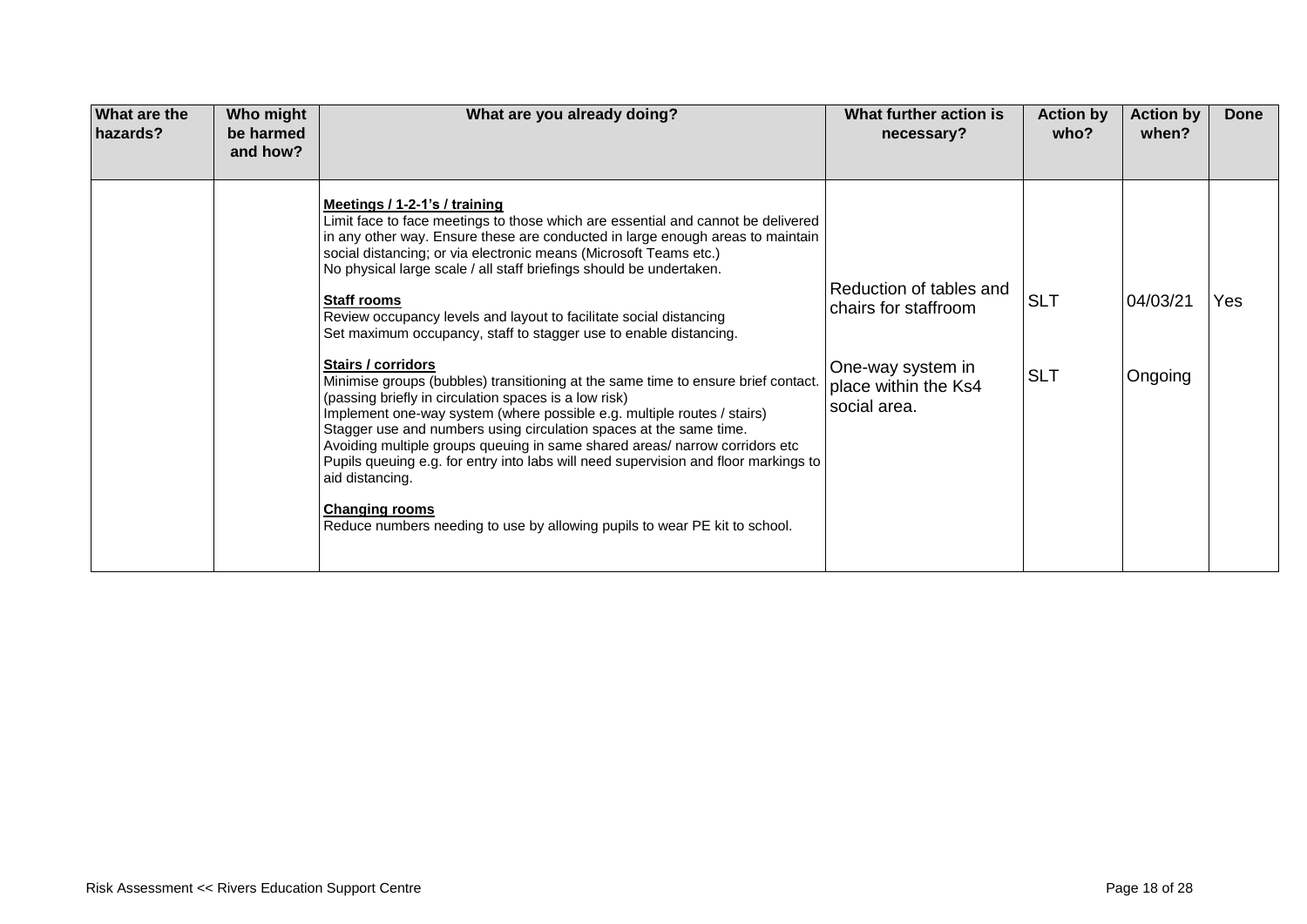| What are the hazards? | Who might be harmed and how? | What are you already doing? | What further action is necessary? | Action by who? | Action by when? | Done |
| --- | --- | --- | --- | --- | --- | --- |
| | | **Meetings / 1-2-1's / training**<br>Limit face to face meetings to those which are essential and cannot be delivered in any other way. Ensure these are conducted in large enough areas to maintain social distancing; or via electronic means (Microsoft Teams etc.)<br>No physical large scale / all staff briefings should be undertaken.<br><br>**Staff rooms**<br>Review occupancy levels and layout to facilitate social distancing<br>Set maximum occupancy, staff to stagger use to enable distancing.<br><br>**Stairs / corridors**<br>Minimise groups (bubbles) transitioning at the same time to ensure brief contact. (passing briefly in circulation spaces is a low risk)<br>Implement one-way system (where possible e.g. multiple routes / stairs)<br>Stagger use and numbers using circulation spaces at the same time.<br>Avoiding multiple groups queuing in same shared areas/ narrow corridors etc<br>Pupils queuing e.g. for entry into labs will need supervision and floor markings to aid distancing.<br><br>**Changing rooms**<br>Reduce numbers needing to use by allowing pupils to wear PE kit to school. | Reduction of tables and chairs for staffroom<br><br>One-way system in place within the Ks4 social area. | SLT<br><br>SLT | 04/03/21<br><br>Ongoing | Yes |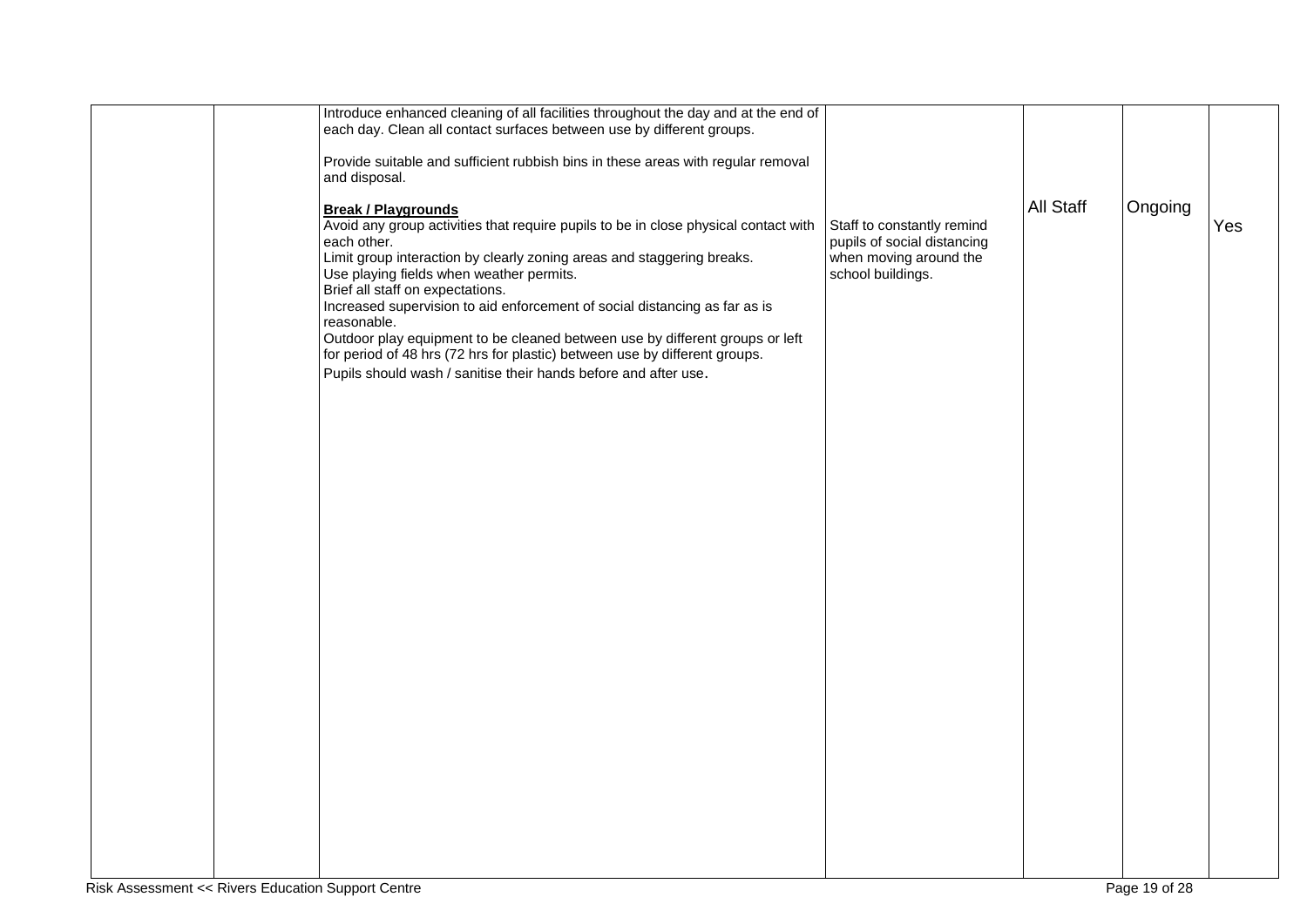| | | | | | | |
|---|---|---|---|---|---|---|
| | | Introduce enhanced cleaning of all facilities throughout the day and at the end of each day. Clean all contact surfaces between use by different groups.<br><br>Provide suitable and sufficient rubbish bins in these areas with regular removal and disposal.<br><br>**Break / Playgrounds**<br>Avoid any group activities that require pupils to be in close physical contact with each other.<br>Limit group interaction by clearly zoning areas and staggering breaks.<br>Use playing fields when weather permits.<br>Brief all staff on expectations.<br>Increased supervision to aid enforcement of social distancing as far as is reasonable.<br>Outdoor play equipment to be cleaned between use by different groups or left for period of 48 hrs (72 hrs for plastic) between use by different groups.<br>Pupils should wash / sanitise their hands before and after use. | Staff to constantly remind pupils of social distancing when moving around the school buildings. | All Staff | Ongoing | Yes |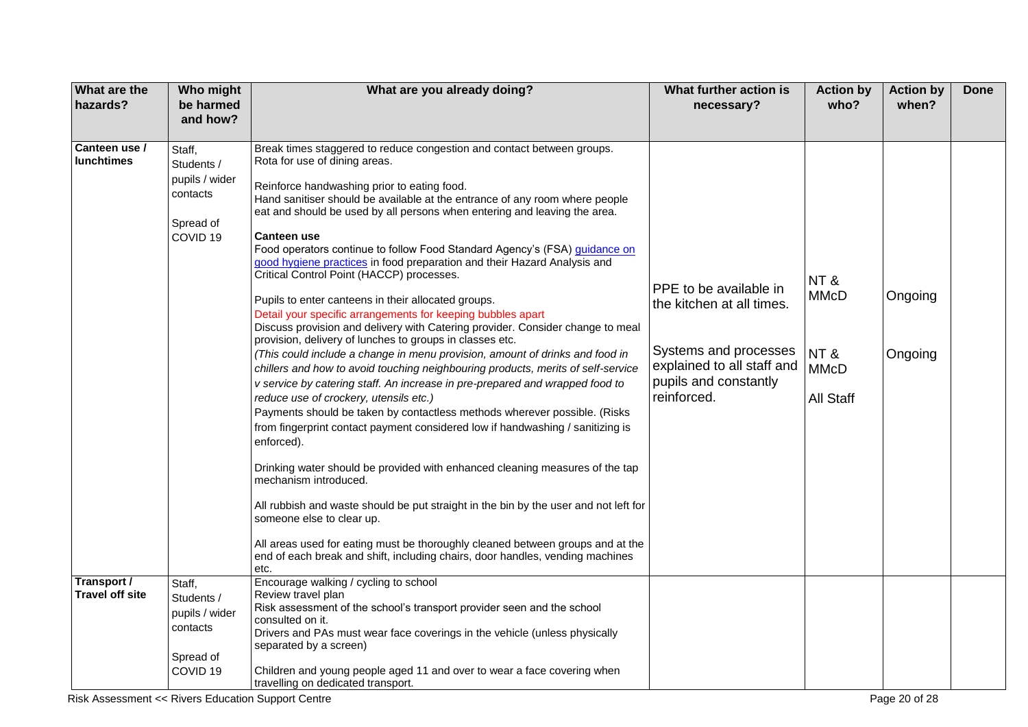| What are the hazards? | Who might be harmed and how? | What are you already doing? | What further action is necessary? | Action by who? | Action by when? | Done |
|---|---|---|---|---|---|---|
| **Canteen use / lunchtimes** | Staff, Students / pupils / wider contacts<br><br>Spread of COVID 19 | Break times staggered to reduce congestion and contact between groups.<br>Rota for use of dining areas.<br><br>Reinforce handwashing prior to eating food.<br>Hand sanitiser should be available at the entrance of any room where people eat and should be used by all persons when entering and leaving the area.<br><br>**Canteen use**<br>Food operators continue to follow Food Standard Agency's (FSA) guidance on good hygiene practices in food preparation and their Hazard Analysis and Critical Control Point (HACCP) processes.<br><br>Pupils to enter canteens in their allocated groups.<br>Detail your specific arrangements for keeping bubbles apart<br>Discuss provision and delivery with Catering provider. Consider change to meal provision, delivery of lunches to groups in classes etc.<br>*(This could include a change in menu provision, amount of drinks and food in chillers and how to avoid touching neighbouring products, merits of self-service v service by catering staff. An increase in pre-prepared and wrapped food to reduce use of crockery, utensils etc.)*<br>Payments should be taken by contactless methods wherever possible. (Risks from fingerprint contact payment considered low if handwashing / sanitizing is enforced).<br><br>Drinking water should be provided with enhanced cleaning measures of the tap mechanism introduced.<br><br>All rubbish and waste should be put straight in the bin by the user and not left for someone else to clear up.<br><br>All areas used for eating must be thoroughly cleaned between groups and at the end of each break and shift, including chairs, door handles, vending machines etc. | PPE to be available in the kitchen at all times.<br><br>Systems and processes explained to all staff and pupils and constantly reinforced. | NT & MMcD<br><br>NT & MMcD<br><br>All Staff | Ongoing<br><br>Ongoing | |
| **Transport / Travel off site** | Staff, Students / pupils / wider contacts<br><br>Spread of COVID 19 | Encourage walking / cycling to school<br>Review travel plan<br>Risk assessment of the school's transport provider seen and the school consulted on it.<br>Drivers and PAs must wear face coverings in the vehicle (unless physically separated by a screen)<br><br>Children and young people aged 11 and over to wear a face covering when travelling on dedicated transport. | | | | |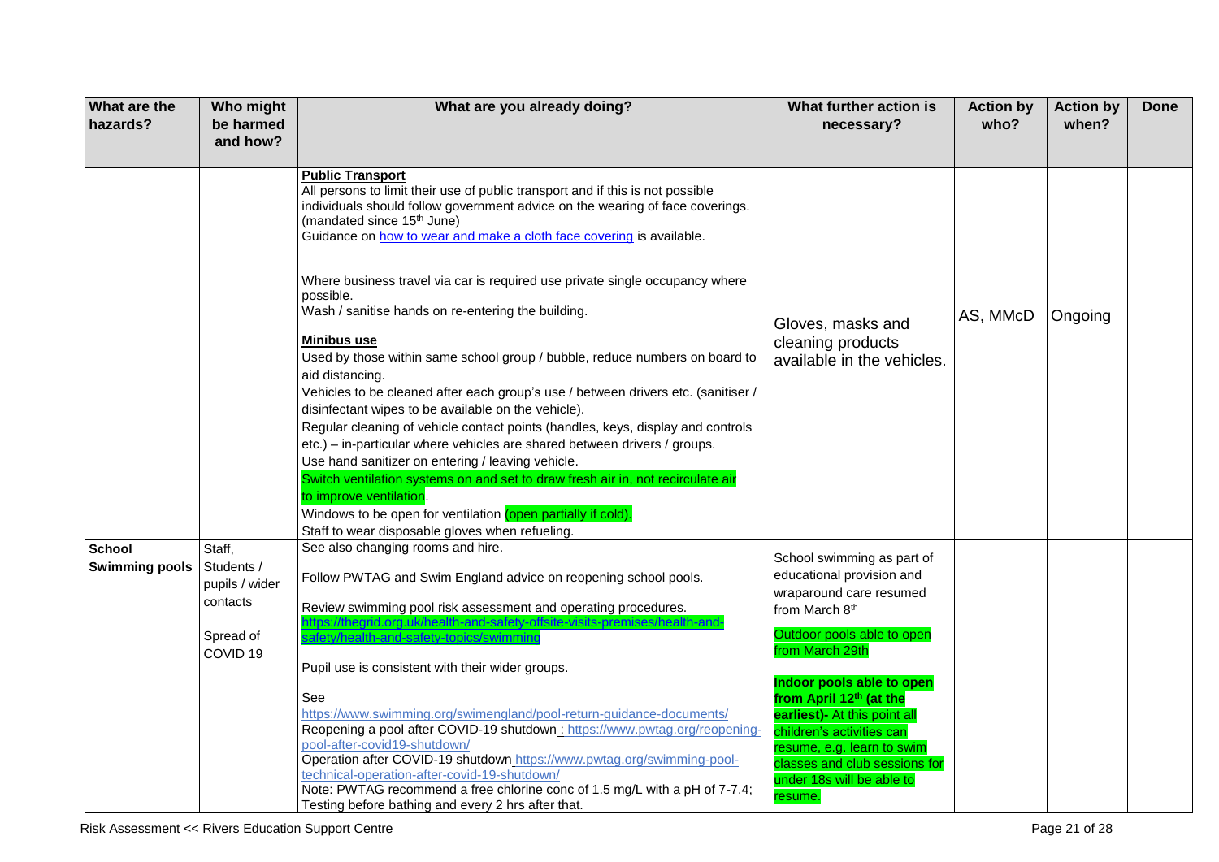| What are the hazards? | Who might be harmed and how? | What are you already doing? | What further action is necessary? | Action by who? | Action by when? | Done |
|---|---|---|---|---|---|---|
| | | **Public Transport**<br>All persons to limit their use of public transport and if this is not possible individuals should follow government advice on the wearing of face coverings. (mandated since 15th June)<br>Guidance on how to wear and make a cloth face covering is available.<br><br>Where business travel via car is required use private single occupancy where possible.<br>Wash / sanitise hands on re-entering the building.<br><br>**Minibus use**<br>Used by those within same school group / bubble, reduce numbers on board to aid distancing.<br>Vehicles to be cleaned after each group's use / between drivers etc. (sanitiser / disinfectant wipes to be available on the vehicle).<br>Regular cleaning of vehicle contact points (handles, keys, display and controls etc.) – in-particular where vehicles are shared between drivers / groups.<br>Use hand sanitizer on entering / leaving vehicle.<br>Switch ventilation systems on and set to draw fresh air in, not recirculate air to improve ventilation.<br>Windows to be open for ventilation (open partially if cold).<br>Staff to wear disposable gloves when refueling. | Gloves, masks and cleaning products available in the vehicles. | AS, MMcD | Ongoing | |
| **School Swimming pools** | Staff, Students / pupils / wider contacts<br><br>Spread of COVID 19 | See also changing rooms and hire.<br><br>Follow PWTAG and Swim England advice on reopening school pools.<br><br>Review swimming pool risk assessment and operating procedures.<br>https://thegrid.org.uk/health-and-safety-offsite-visits-premises/health-and-safety/health-and-safety-topics/swimming<br><br>Pupil use is consistent with their wider groups.<br><br>See<br>https://www.swimming.org/swimengland/pool-return-guidance-documents/<br>Reopening a pool after COVID-19 shutdown : https://www.pwtag.org/reopening-pool-after-covid19-shutdown/<br>Operation after COVID-19 shutdown https://www.pwtag.org/swimming-pool-technical-operation-after-covid-19-shutdown/<br>Note: PWTAG recommend a free chlorine conc of 1.5 mg/L with a pH of 7-7.4; Testing before bathing and every 2 hrs after that. | School swimming as part of educational provision and wraparound care resumed from March 8th<br><br>Outdoor pools able to open from March 29th<br><br>**Indoor pools able to open from April 12th (at the earliest)**- At this point all children's activities can resume, e.g. learn to swim classes and club sessions for under 18s will be able to resume. | | | |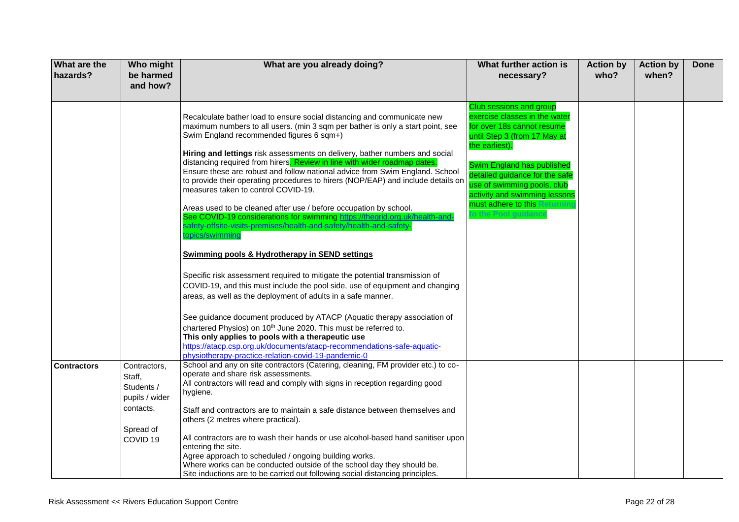| What are the hazards? | Who might be harmed and how? | What are you already doing? | What further action is necessary? | Action by who? | Action by when? | Done |
|---|---|---|---|---|---|---|
| | | Recalculate bather load to ensure social distancing and communicate new maximum numbers to all users. (min 3 sqm per bather is only a start point, see Swim England recommended figures 6 sqm+)<br><br>**Hiring and lettings** risk assessments on delivery, bather numbers and social distancing required from hirers. Review in line with wider roadmap dates. Ensure these are robust and follow national advice from Swim England. School to provide their operating procedures to hirers (NOP/EAP) and include details on measures taken to control COVID-19.<br><br>Areas used to be cleaned after use / before occupation by school.<br>See COVID-19 considerations for swimming https://thegrid.org.uk/health-and-safety-offsite-visits-premises/health-and-safety/health-and-safety-topics/swimming<br><br>**Swimming pools & Hydrotherapy in SEND settings**<br><br>Specific risk assessment required to mitigate the potential transmission of COVID-19, and this must include the pool side, use of equipment and changing areas, as well as the deployment of adults in a safe manner.<br><br>See guidance document produced by ATACP (Aquatic therapy association of chartered Physios) on 10th June 2020. This must be referred to.<br>**This only applies to pools with a therapeutic use**<br>https://atacp.csp.org.uk/documents/atacp-recommendations-safe-aquatic-physiotherapy-practice-relation-covid-19-pandemic-0 | Club sessions and group exercise classes in the water for over 18s cannot resume until Step 3 (from 17 May at the earliest).<br><br>Swim England has published detailed guidance for the safe use of swimming pools, club activity and swimming lessons must adhere to this Returning to the Pool guidance. | | | |
| **Contractors** | Contractors, Staff, Students / pupils / wider contacts,<br><br>Spread of COVID 19 | School and any on site contractors (Catering, cleaning, FM provider etc.) to co-operate and share risk assessments.<br>All contractors will read and comply with signs in reception regarding good hygiene.<br><br>Staff and contractors are to maintain a safe distance between themselves and others (2 metres where practical).<br><br>All contractors are to wash their hands or use alcohol-based hand sanitiser upon entering the site.<br>Agree approach to scheduled / ongoing building works.<br>Where works can be conducted outside of the school day they should be.<br>Site inductions are to be carried out following social distancing principles. | | | | |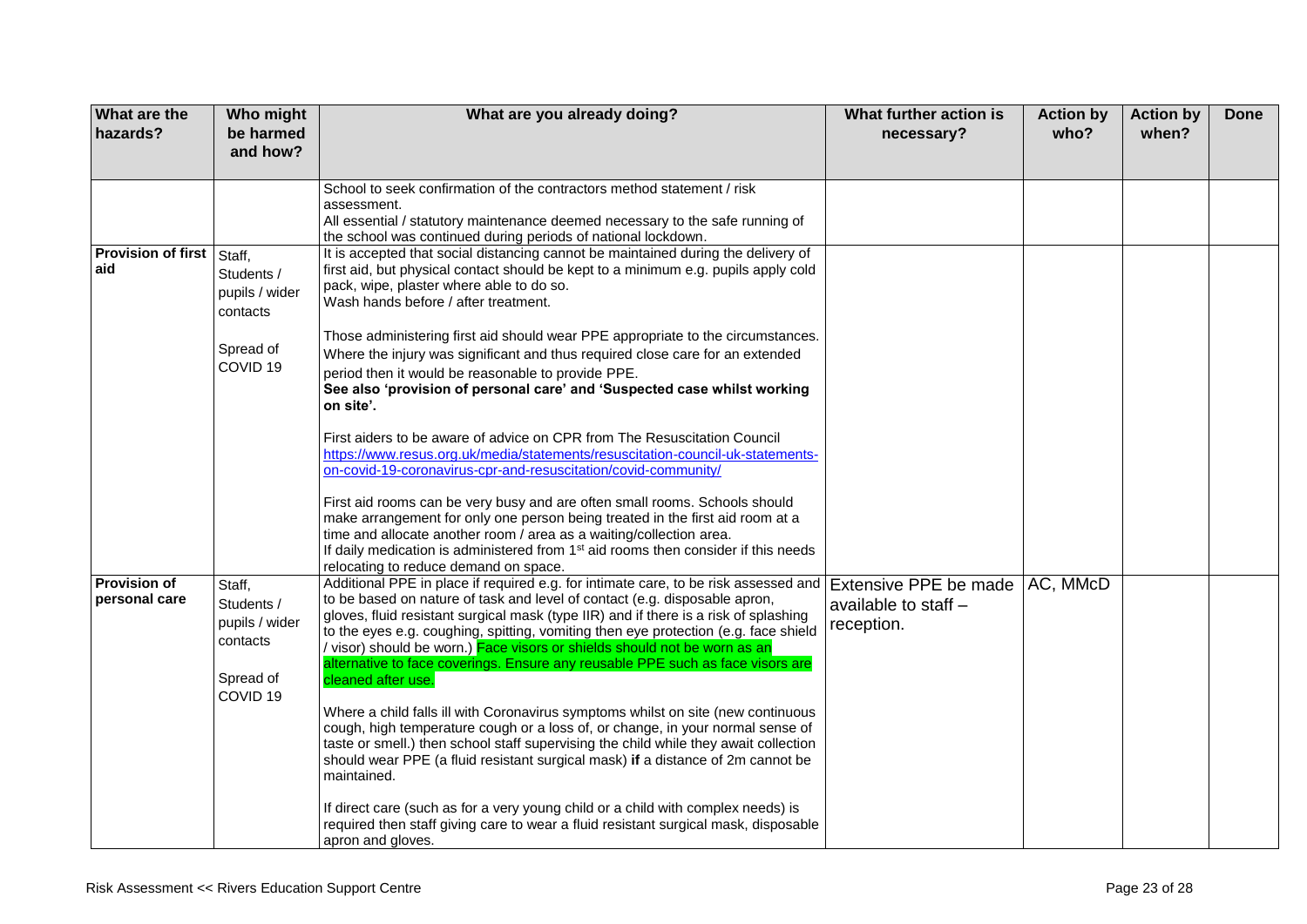| What are the hazards? | Who might be harmed and how? | What are you already doing? | What further action is necessary? | Action by who? | Action by when? | Done |
|---|---|---|---|---|---|---|
| | | School to seek confirmation of the contractors method statement / risk assessment.<br>All essential / statutory maintenance deemed necessary to the safe running of the school was continued during periods of national lockdown. | | | | |
| **Provision of first aid** | Staff, Students / pupils / wider contacts<br><br>Spread of COVID 19 | It is accepted that social distancing cannot be maintained during the delivery of first aid, but physical contact should be kept to a minimum e.g. pupils apply cold pack, wipe, plaster where able to do so.<br>Wash hands before / after treatment.<br><br>Those administering first aid should wear PPE appropriate to the circumstances. Where the injury was significant and thus required close care for an extended period then it would be reasonable to provide PPE.<br>**See also 'provision of personal care' and 'Suspected case whilst working on site'.**<br><br>First aiders to be aware of advice on CPR from The Resuscitation Council https://www.resus.org.uk/media/statements/resuscitation-council-uk-statements-on-covid-19-coronavirus-cpr-and-resuscitation/covid-community/<br><br>First aid rooms can be very busy and are often small rooms. Schools should make arrangement for only one person being treated in the first aid room at a time and allocate another room / area as a waiting/collection area.<br>If daily medication is administered from 1st aid rooms then consider if this needs relocating to reduce demand on space. | | | | |
| **Provision of personal care** | Staff, Students / pupils / wider contacts<br><br>Spread of COVID 19 | Additional PPE in place if required e.g. for intimate care, to be risk assessed and to be based on nature of task and level of contact (e.g. disposable apron, gloves, fluid resistant surgical mask (type IIR) and if there is a risk of splashing to the eyes e.g. coughing, spitting, vomiting then eye protection (e.g. face shield / visor) should be worn.) Face visors or shields should not be worn as an alternative to face coverings. Ensure any reusable PPE such as face visors are cleaned after use.<br><br>Where a child falls ill with Coronavirus symptoms whilst on site (new continuous cough, high temperature cough or a loss of, or change, in your normal sense of taste or smell.) then school staff supervising the child while they await collection should wear PPE (a fluid resistant surgical mask) **if** a distance of 2m cannot be maintained.<br><br>If direct care (such as for a very young child or a child with complex needs) is required then staff giving care to wear a fluid resistant surgical mask, disposable apron and gloves. | Extensive PPE be made available to staff – reception. | AC, MMcD | | |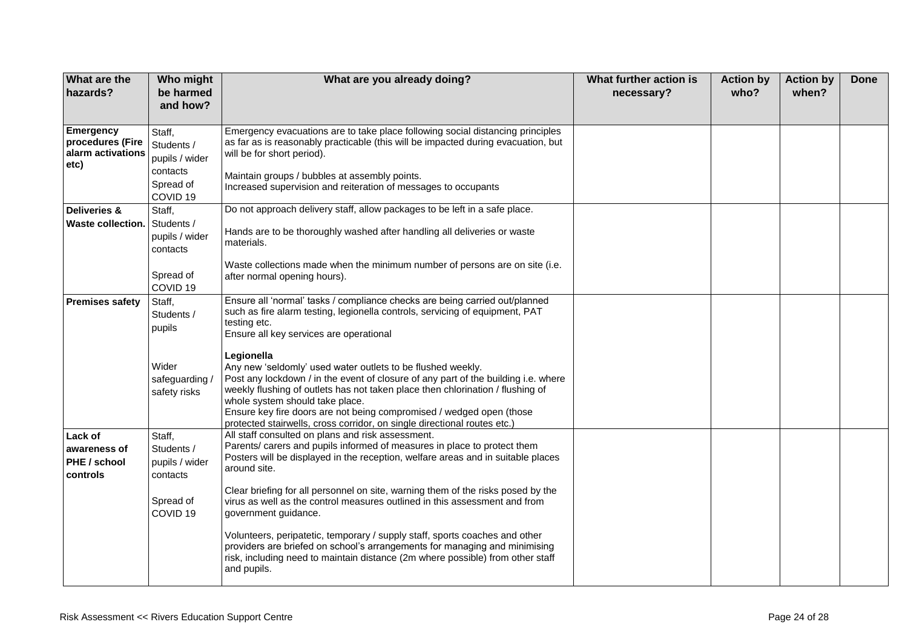| What are the hazards? | Who might be harmed and how? | What are you already doing? | What further action is necessary? | Action by who? | Action by when? | Done |
|---|---|---|---|---|---|---|
| **Emergency procedures (Fire alarm activations etc)** | Staff, Students / pupils / wider contacts<br><br>Spread of COVID 19 | Emergency evacuations are to take place following social distancing principles as far as is reasonably practicable (this will be impacted during evacuation, but will be for short period).<br><br>Maintain groups / bubbles at assembly points.<br>Increased supervision and reiteration of messages to occupants | | | | |
| **Deliveries & Waste collection.** | Staff, Students / pupils / wider contacts<br><br>Spread of COVID 19 | Do not approach delivery staff, allow packages to be left in a safe place.<br><br>Hands are to be thoroughly washed after handling all deliveries or waste materials.<br><br>Waste collections made when the minimum number of persons are on site (i.e. after normal opening hours). | | | | |
| **Premises safety** | Staff, Students / pupils<br><br>Wider safeguarding / safety risks | Ensure all 'normal' tasks / compliance checks are being carried out/planned such as fire alarm testing, legionella controls, servicing of equipment, PAT testing etc.<br>Ensure all key services are operational<br><br>**Legionella**<br>Any new 'seldomly' used water outlets to be flushed weekly.<br>Post any lockdown / in the event of closure of any part of the building i.e. where weekly flushing of outlets has not taken place then chlorination / flushing of whole system should take place.<br>Ensure key fire doors are not being compromised / wedged open (those protected stairwells, cross corridor, on single directional routes etc.) | | | | |
| **Lack of awareness of PHE / school controls** | Staff, Students / pupils / wider contacts<br><br>Spread of COVID 19 | All staff consulted on plans and risk assessment.<br>Parents/ carers and pupils informed of measures in place to protect them<br>Posters will be displayed in the reception, welfare areas and in suitable places around site.<br><br>Clear briefing for all personnel on site, warning them of the risks posed by the virus as well as the control measures outlined in this assessment and from government guidance.<br><br>Volunteers, peripatetic, temporary / supply staff, sports coaches and other providers are briefed on school's arrangements for managing and minimising risk, including need to maintain distance (2m where possible) from other staff and pupils. | | | | |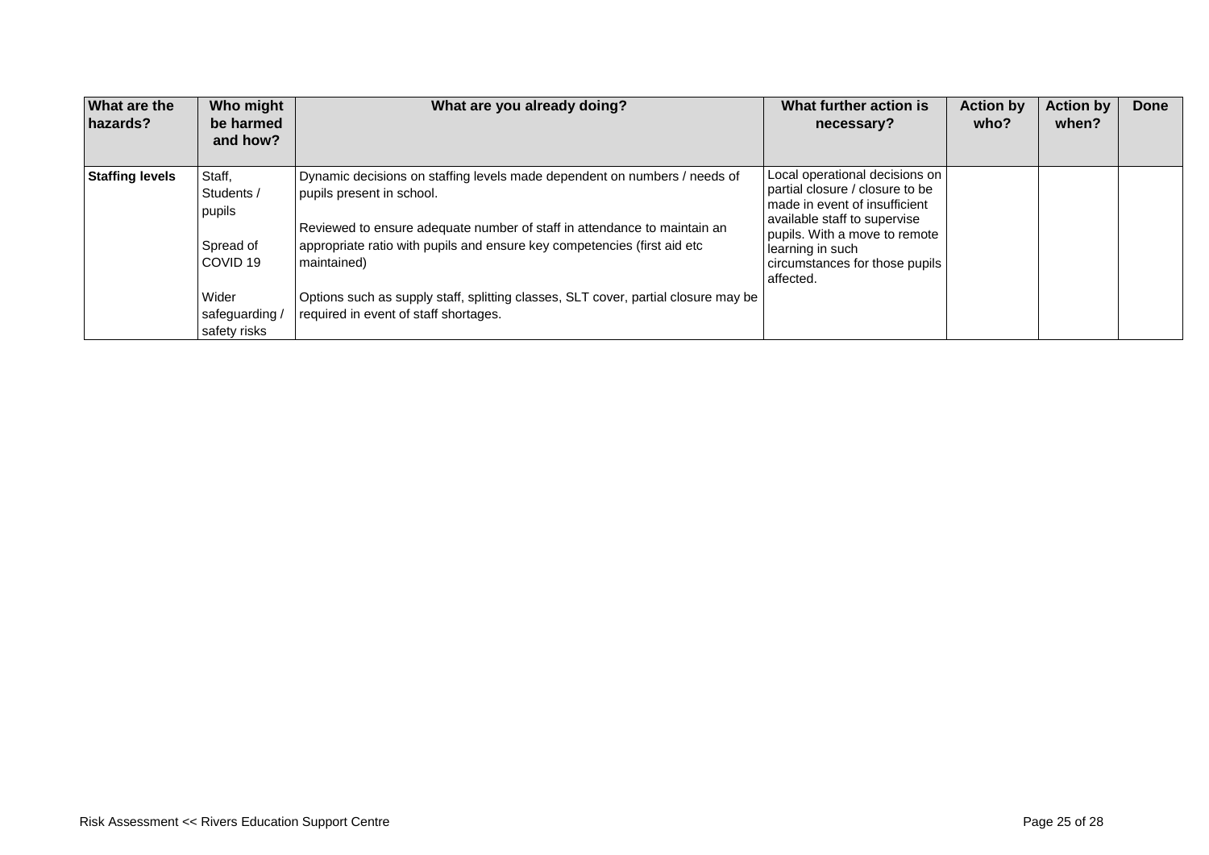| What are the hazards? | Who might be harmed and how? | What are you already doing? | What further action is necessary? | Action by who? | Action by when? | Done |
|---|---|---|---|---|---|---|
| **Staffing levels** | Staff, Students / pupils<br><br>Spread of COVID 19<br><br>Wider safeguarding / safety risks | Dynamic decisions on staffing levels made dependent on numbers / needs of pupils present in school.<br><br>Reviewed to ensure adequate number of staff in attendance to maintain an appropriate ratio with pupils and ensure key competencies (first aid etc maintained)<br><br>Options such as supply staff, splitting classes, SLT cover, partial closure may be required in event of staff shortages. | Local operational decisions on partial closure / closure to be made in event of insufficient available staff to supervise pupils. With a move to remote learning in such circumstances for those pupils affected. | | | |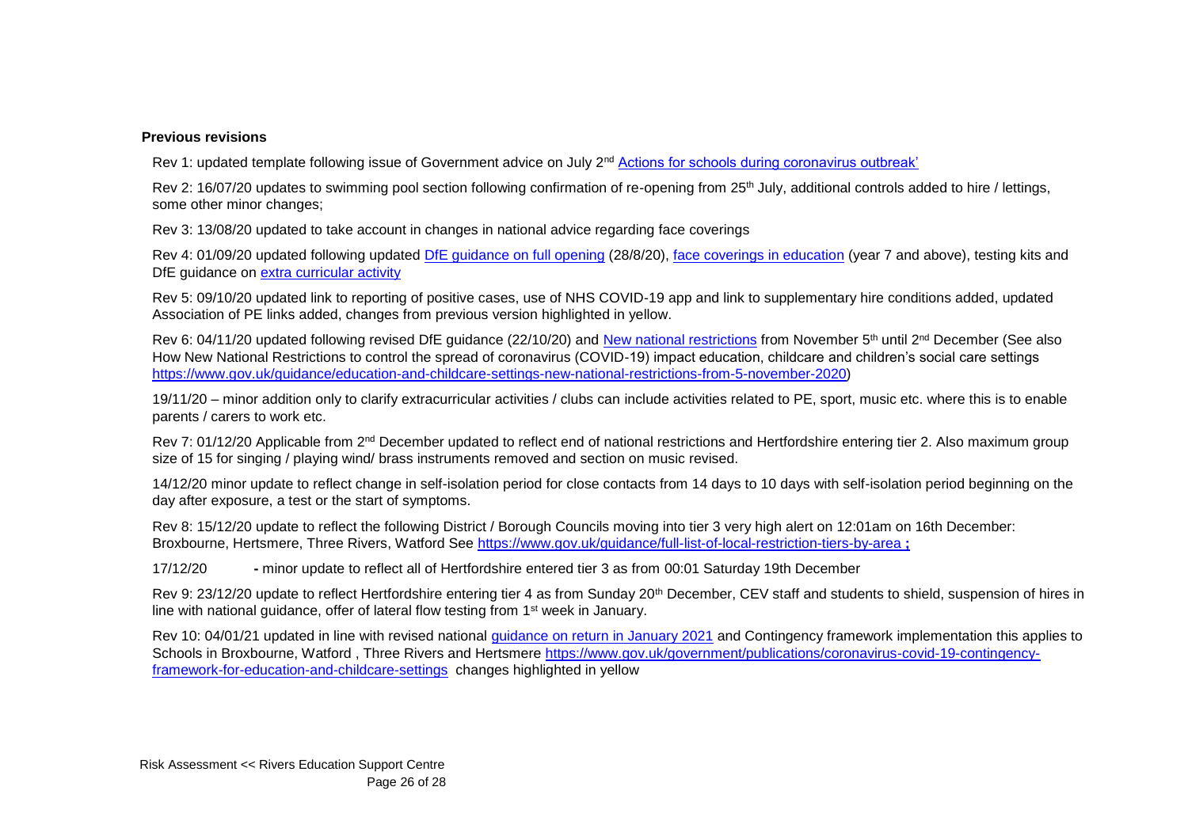**Previous revisions**

Rev 1: updated template following issue of Government advice on July 2nd Actions for schools during coronavirus outbreak'

Rev 2: 16/07/20 updates to swimming pool section following confirmation of re-opening from 25th July, additional controls added to hire / lettings, some other minor changes;

Rev 3: 13/08/20 updated to take account in changes in national advice regarding face coverings

Rev 4: 01/09/20 updated following updated DfE guidance on full opening (28/8/20), face coverings in education (year 7 and above), testing kits and DfE guidance on extra curricular activity

Rev 5: 09/10/20 updated link to reporting of positive cases, use of NHS COVID-19 app and link to supplementary hire conditions added, updated Association of PE links added, changes from previous version highlighted in yellow.

Rev 6: 04/11/20 updated following revised DfE guidance (22/10/20) and New national restrictions from November 5th until 2nd December (See also How New National Restrictions to control the spread of coronavirus (COVID-19) impact education, childcare and children's social care settings https://www.gov.uk/guidance/education-and-childcare-settings-new-national-restrictions-from-5-november-2020)

19/11/20 – minor addition only to clarify extracurricular activities / clubs can include activities related to PE, sport, music etc. where this is to enable parents / carers to work etc.

Rev 7: 01/12/20 Applicable from 2nd December updated to reflect end of national restrictions and Hertfordshire entering tier 2. Also maximum group size of 15 for singing / playing wind/ brass instruments removed and section on music revised.

14/12/20 minor update to reflect change in self-isolation period for close contacts from 14 days to 10 days with self-isolation period beginning on the day after exposure, a test or the start of symptoms.

Rev 8: 15/12/20 update to reflect the following District / Borough Councils moving into tier 3 very high alert on 12:01am on 16th December: Broxbourne, Hertsmere, Three Rivers, Watford See https://www.gov.uk/guidance/full-list-of-local-restriction-tiers-by-area ;

17/12/20 - minor update to reflect all of Hertfordshire entered tier 3 as from 00:01 Saturday 19th December

Rev 9: 23/12/20 update to reflect Hertfordshire entering tier 4 as from Sunday 20th December, CEV staff and students to shield, suspension of hires in line with national guidance, offer of lateral flow testing from 1st week in January.

Rev 10: 04/01/21 updated in line with revised national guidance on return in January 2021 and Contingency framework implementation this applies to Schools in Broxbourne, Watford , Three Rivers and Hertsmere https://www.gov.uk/government/publications/coronavirus-covid-19-contingency-framework-for-education-and-childcare-settings changes highlighted in yellow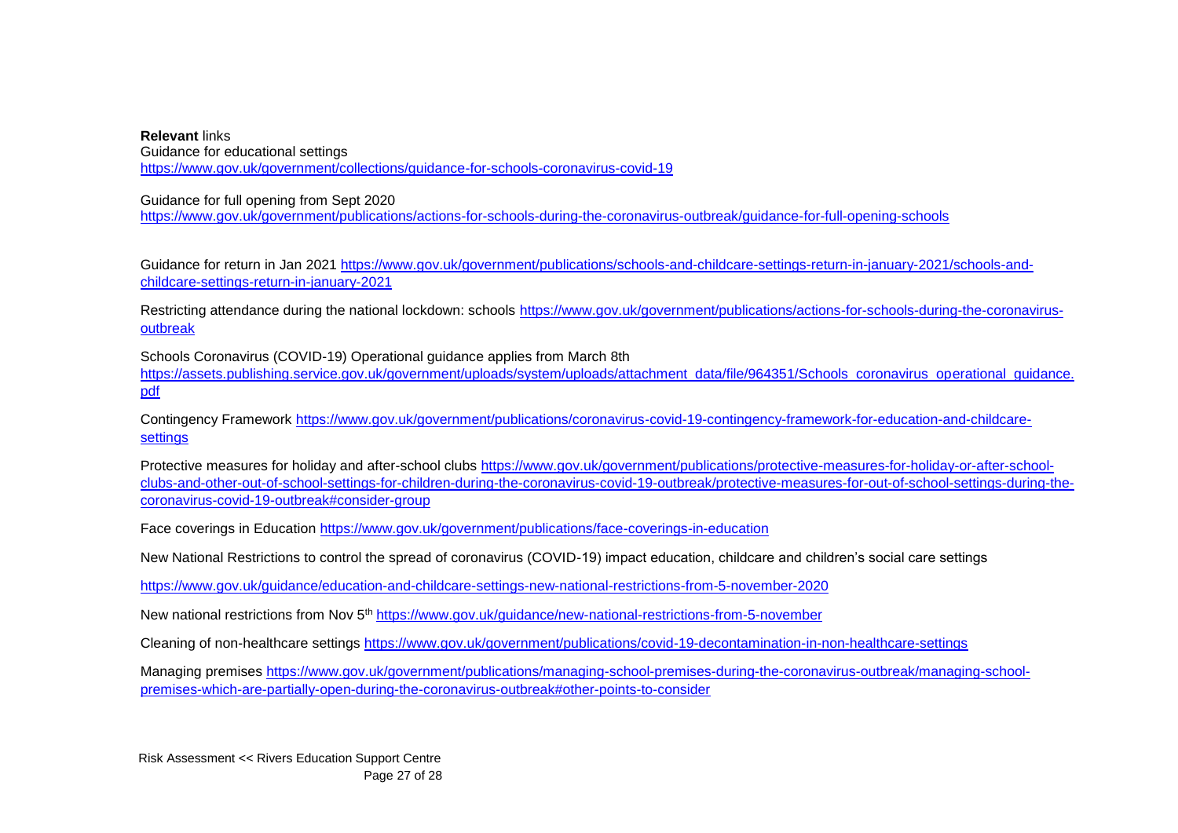**Relevant** links

Guidance for educational settings
https://www.gov.uk/government/collections/guidance-for-schools-coronavirus-covid-19

Guidance for full opening from Sept 2020
https://www.gov.uk/government/publications/actions-for-schools-during-the-coronavirus-outbreak/guidance-for-full-opening-schools

Guidance for return in Jan 2021 https://www.gov.uk/government/publications/schools-and-childcare-settings-return-in-january-2021/schools-and-childcare-settings-return-in-january-2021

Restricting attendance during the national lockdown: schools https://www.gov.uk/government/publications/actions-for-schools-during-the-coronavirus-outbreak

Schools Coronavirus (COVID-19) Operational guidance applies from March 8th
https://assets.publishing.service.gov.uk/government/uploads/system/uploads/attachment_data/file/964351/Schools_coronavirus_operational_guidance.pdf

Contingency Framework https://www.gov.uk/government/publications/coronavirus-covid-19-contingency-framework-for-education-and-childcare-settings

Protective measures for holiday and after-school clubs https://www.gov.uk/government/publications/protective-measures-for-holiday-or-after-school-clubs-and-other-out-of-school-settings-for-children-during-the-coronavirus-covid-19-outbreak/protective-measures-for-out-of-school-settings-during-the-coronavirus-covid-19-outbreak#consider-group

Face coverings in Education https://www.gov.uk/government/publications/face-coverings-in-education

New National Restrictions to control the spread of coronavirus (COVID-19) impact education, childcare and children's social care settings

https://www.gov.uk/guidance/education-and-childcare-settings-new-national-restrictions-from-5-november-2020

New national restrictions from Nov 5th https://www.gov.uk/guidance/new-national-restrictions-from-5-november

Cleaning of non-healthcare settings https://www.gov.uk/government/publications/covid-19-decontamination-in-non-healthcare-settings

Managing premises https://www.gov.uk/government/publications/managing-school-premises-during-the-coronavirus-outbreak/managing-school-premises-which-are-partially-open-during-the-coronavirus-outbreak#other-points-to-consider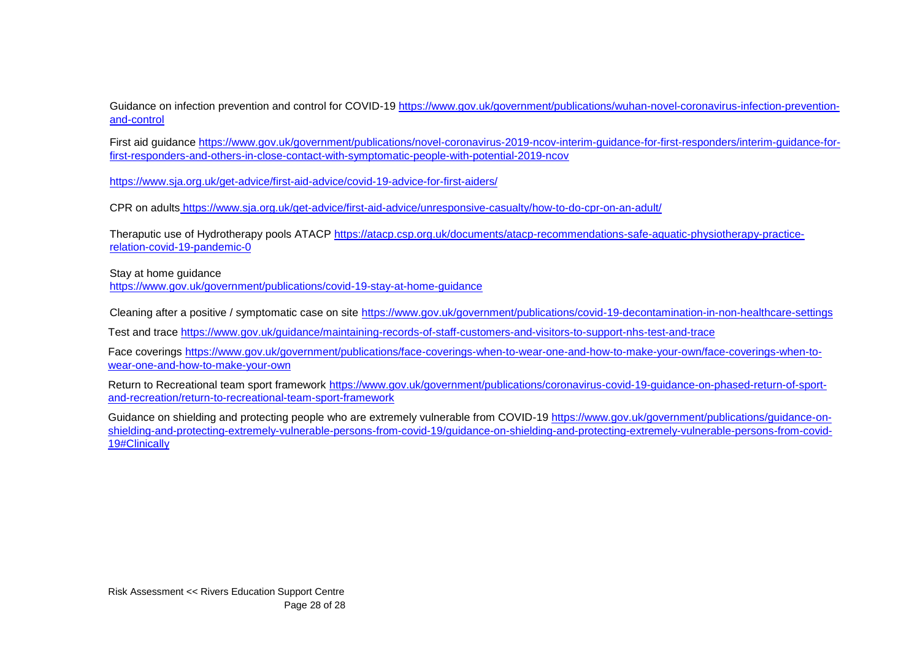Guidance on infection prevention and control for COVID-19 https://www.gov.uk/government/publications/wuhan-novel-coronavirus-infection-prevention-and-control

First aid guidance https://www.gov.uk/government/publications/novel-coronavirus-2019-ncov-interim-guidance-for-first-responders/interim-guidance-for-first-responders-and-others-in-close-contact-with-symptomatic-people-with-potential-2019-ncov

https://www.sja.org.uk/get-advice/first-aid-advice/covid-19-advice-for-first-aiders/

CPR on adults https://www.sja.org.uk/get-advice/first-aid-advice/unresponsive-casualty/how-to-do-cpr-on-an-adult/

Theraputic use of Hydrotherapy pools ATACP https://atacp.csp.org.uk/documents/atacp-recommendations-safe-aquatic-physiotherapy-practice-relation-covid-19-pandemic-0

Stay at home guidance
https://www.gov.uk/government/publications/covid-19-stay-at-home-guidance

Cleaning after a positive / symptomatic case on site https://www.gov.uk/government/publications/covid-19-decontamination-in-non-healthcare-settings

Test and trace https://www.gov.uk/guidance/maintaining-records-of-staff-customers-and-visitors-to-support-nhs-test-and-trace

Face coverings https://www.gov.uk/government/publications/face-coverings-when-to-wear-one-and-how-to-make-your-own/face-coverings-when-to-wear-one-and-how-to-make-your-own

Return to Recreational team sport framework https://www.gov.uk/government/publications/coronavirus-covid-19-guidance-on-phased-return-of-sport-and-recreation/return-to-recreational-team-sport-framework

Guidance on shielding and protecting people who are extremely vulnerable from COVID-19 https://www.gov.uk/government/publications/guidance-on-shielding-and-protecting-extremely-vulnerable-persons-from-covid-19/guidance-on-shielding-and-protecting-extremely-vulnerable-persons-from-covid-19#Clinically